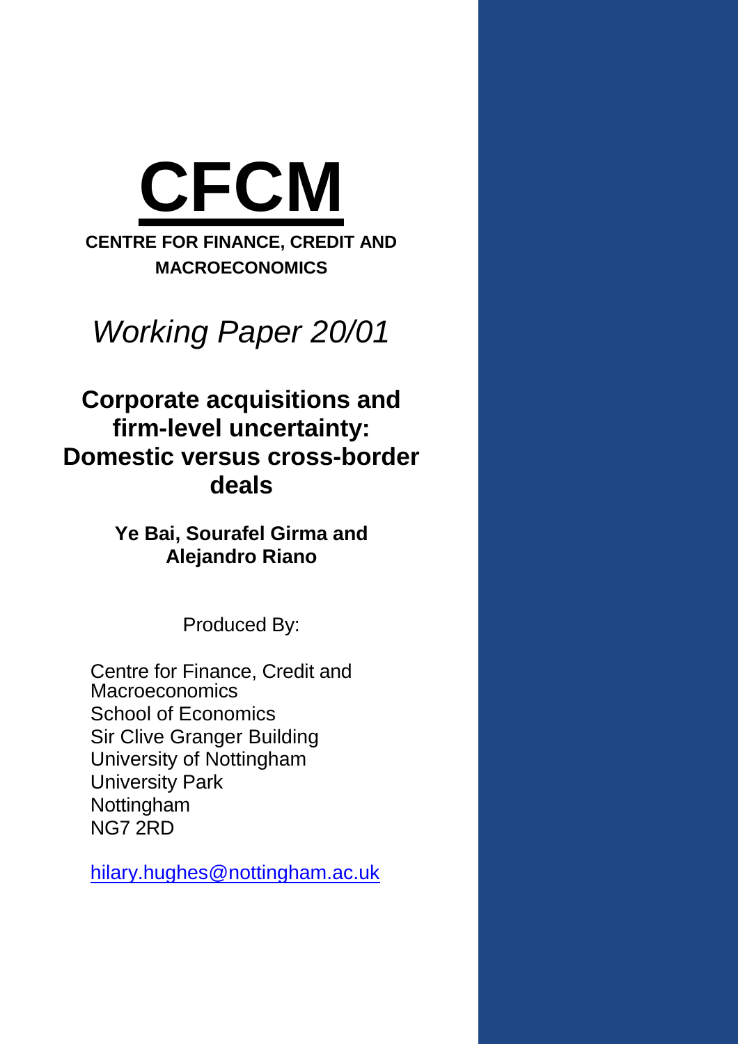# CFCM

**CENTRE FOR FINANCE, CREDIT AND MACROECONOMICS**

*Working Paper 20/01*

## Corporate acquisitions and firm-level uncertainty: Domestic versus cross-border deals

**Ye Bai, Sourafel Girma and Alejandro Riano**

Produced By:

Centre for Finance, Credit and Macroeconomics
School of Economics
Sir Clive Granger Building
University of Nottingham
University Park
Nottingham
NG7 2RD

hilary.hughes@nottingham.ac.uk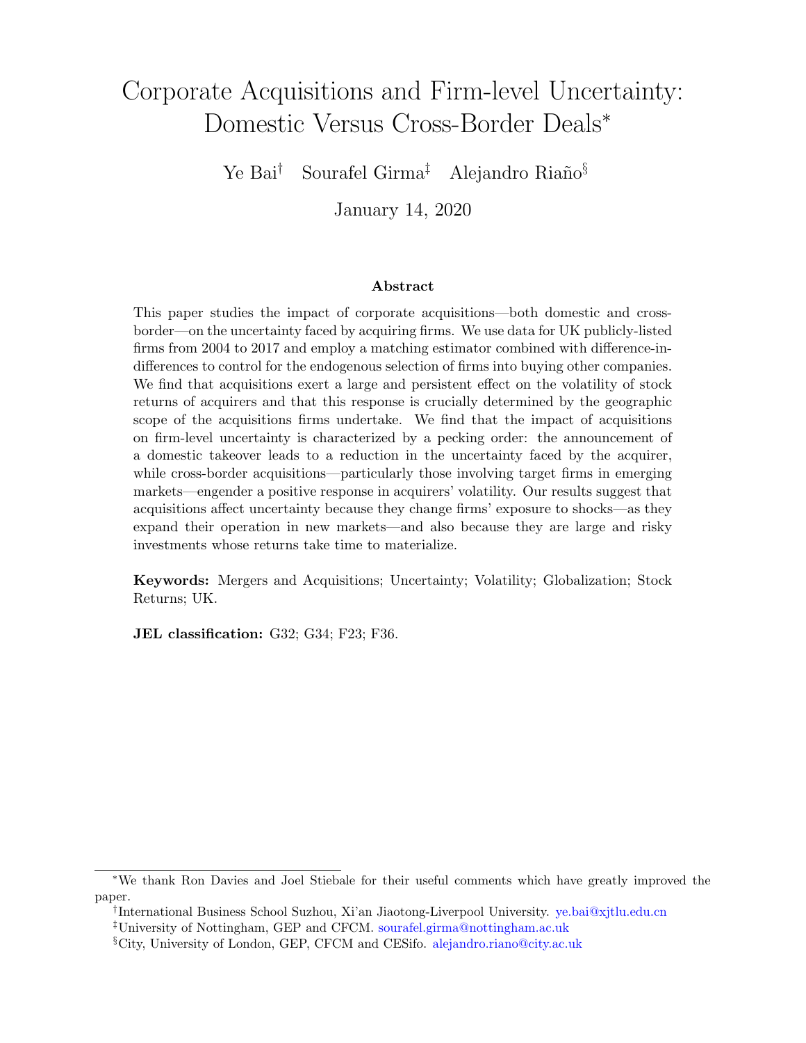# Corporate Acquisitions and Firm-level Uncertainty: Domestic Versus Cross-Border Deals*

Ye Bai[†] Sourafel Girma[‡] Alejandro Riaño[§]

January 14, 2020

### Abstract

This paper studies the impact of corporate acquisitions—both domestic and cross-border—on the uncertainty faced by acquiring firms. We use data for UK publicly-listed firms from 2004 to 2017 and employ a matching estimator combined with difference-in-differences to control for the endogenous selection of firms into buying other companies. We find that acquisitions exert a large and persistent effect on the volatility of stock returns of acquirers and that this response is crucially determined by the geographic scope of the acquisitions firms undertake. We find that the impact of acquisitions on firm-level uncertainty is characterized by a pecking order: the announcement of a domestic takeover leads to a reduction in the uncertainty faced by the acquirer, while cross-border acquisitions—particularly those involving target firms in emerging markets—engender a positive response in acquirers' volatility. Our results suggest that acquisitions affect uncertainty because they change firms' exposure to shocks—as they expand their operation in new markets—and also because they are large and risky investments whose returns take time to materialize.

**Keywords:** Mergers and Acquisitions; Uncertainty; Volatility; Globalization; Stock Returns; UK.

**JEL classification:** G32; G34; F23; F36.

---

*We thank Ron Davies and Joel Stiebale for their useful comments which have greatly improved the paper.

†International Business School Suzhou, Xi'an Jiaotong-Liverpool University. ye.bai@xjtlu.edu.cn

‡University of Nottingham, GEP and CFCM. sourafel.girma@nottingham.ac.uk

§City, University of London, GEP, CFCM and CESifo. alejandro.riano@city.ac.uk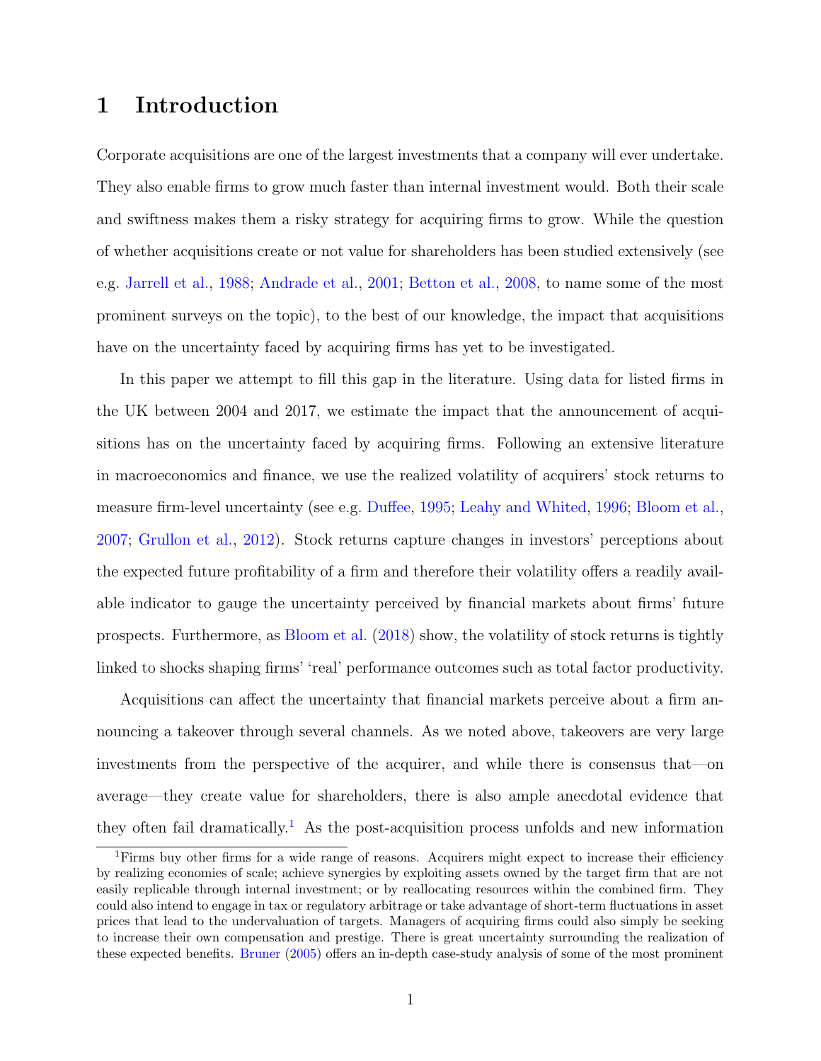# 1 Introduction

Corporate acquisitions are one of the largest investments that a company will ever undertake. They also enable firms to grow much faster than internal investment would. Both their scale and swiftness makes them a risky strategy for acquiring firms to grow. While the question of whether acquisitions create or not value for shareholders has been studied extensively (see e.g. Jarrell et al., 1988; Andrade et al., 2001; Betton et al., 2008, to name some of the most prominent surveys on the topic), to the best of our knowledge, the impact that acquisitions have on the uncertainty faced by acquiring firms has yet to be investigated.

In this paper we attempt to fill this gap in the literature. Using data for listed firms in the UK between 2004 and 2017, we estimate the impact that the announcement of acquisitions has on the uncertainty faced by acquiring firms. Following an extensive literature in macroeconomics and finance, we use the realized volatility of acquirers' stock returns to measure firm-level uncertainty (see e.g. Duffee, 1995; Leahy and Whited, 1996; Bloom et al., 2007; Grullon et al., 2012). Stock returns capture changes in investors' perceptions about the expected future profitability of a firm and therefore their volatility offers a readily available indicator to gauge the uncertainty perceived by financial markets about firms' future prospects. Furthermore, as Bloom et al. (2018) show, the volatility of stock returns is tightly linked to shocks shaping firms' 'real' performance outcomes such as total factor productivity.

Acquisitions can affect the uncertainty that financial markets perceive about a firm announcing a takeover through several channels. As we noted above, takeovers are very large investments from the perspective of the acquirer, and while there is consensus that—on average—they create value for shareholders, there is also ample anecdotal evidence that they often fail dramatically.[1] As the post-acquisition process unfolds and new information

[1] Firms buy other firms for a wide range of reasons. Acquirers might expect to increase their efficiency by realizing economies of scale; achieve synergies by exploiting assets owned by the target firm that are not easily replicable through internal investment; or by reallocating resources within the combined firm. They could also intend to engage in tax or regulatory arbitrage or take advantage of short-term fluctuations in asset prices that lead to the undervaluation of targets. Managers of acquiring firms could also simply be seeking to increase their own compensation and prestige. There is great uncertainty surrounding the realization of these expected benefits. Bruner (2005) offers an in-depth case-study analysis of some of the most prominent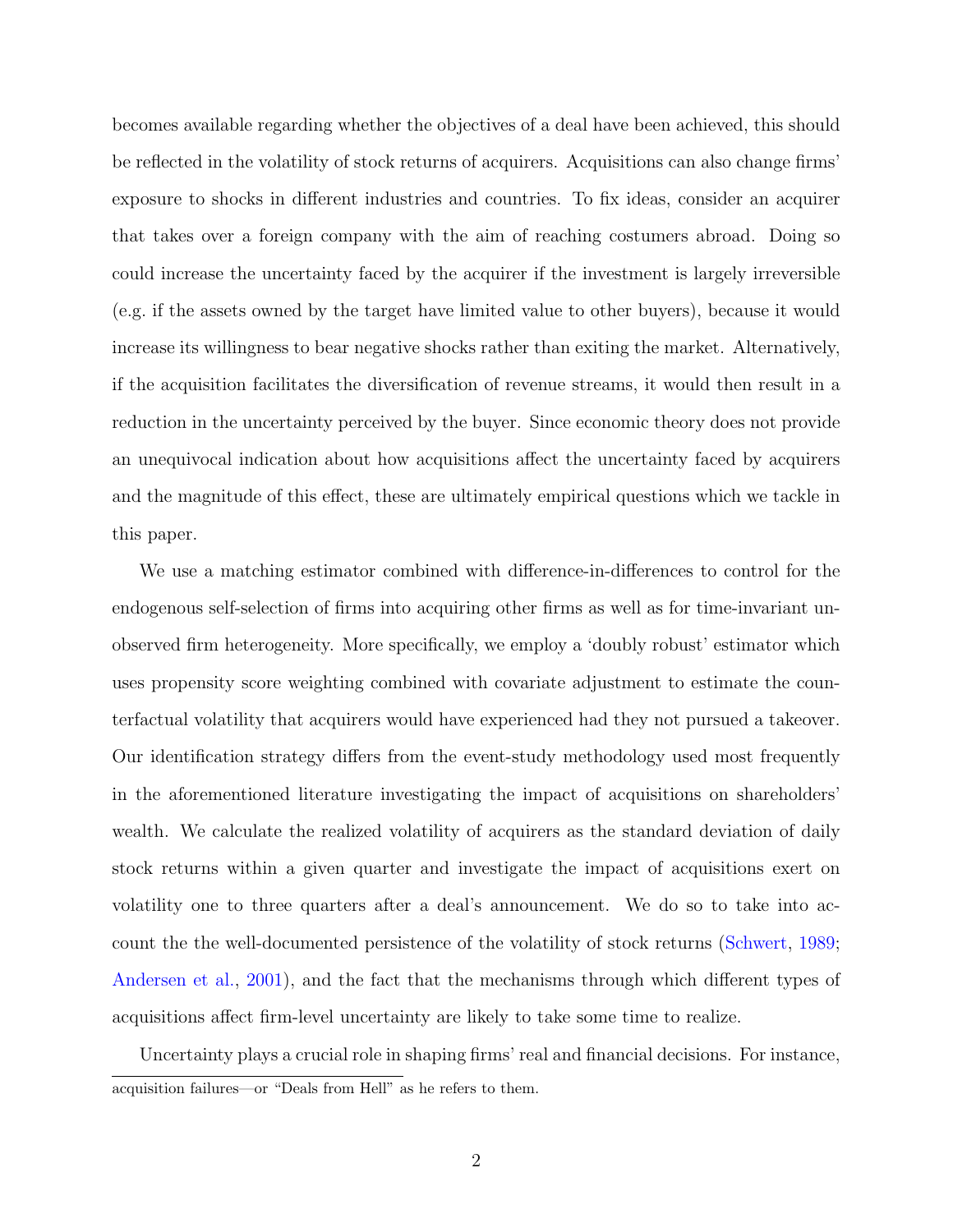becomes available regarding whether the objectives of a deal have been achieved, this should be reflected in the volatility of stock returns of acquirers. Acquisitions can also change firms' exposure to shocks in different industries and countries. To fix ideas, consider an acquirer that takes over a foreign company with the aim of reaching costumers abroad. Doing so could increase the uncertainty faced by the acquirer if the investment is largely irreversible (e.g. if the assets owned by the target have limited value to other buyers), because it would increase its willingness to bear negative shocks rather than exiting the market. Alternatively, if the acquisition facilitates the diversification of revenue streams, it would then result in a reduction in the uncertainty perceived by the buyer. Since economic theory does not provide an unequivocal indication about how acquisitions affect the uncertainty faced by acquirers and the magnitude of this effect, these are ultimately empirical questions which we tackle in this paper.

We use a matching estimator combined with difference-in-differences to control for the endogenous self-selection of firms into acquiring other firms as well as for time-invariant unobserved firm heterogeneity. More specifically, we employ a 'doubly robust' estimator which uses propensity score weighting combined with covariate adjustment to estimate the counterfactual volatility that acquirers would have experienced had they not pursued a takeover. Our identification strategy differs from the event-study methodology used most frequently in the aforementioned literature investigating the impact of acquisitions on shareholders' wealth. We calculate the realized volatility of acquirers as the standard deviation of daily stock returns within a given quarter and investigate the impact of acquisitions exert on volatility one to three quarters after a deal's announcement. We do so to take into account the the well-documented persistence of the volatility of stock returns (Schwert, 1989; Andersen et al., 2001), and the fact that the mechanisms through which different types of acquisitions affect firm-level uncertainty are likely to take some time to realize.

Uncertainty plays a crucial role in shaping firms' real and financial decisions. For instance,

acquisition failures—or "Deals from Hell" as he refers to them.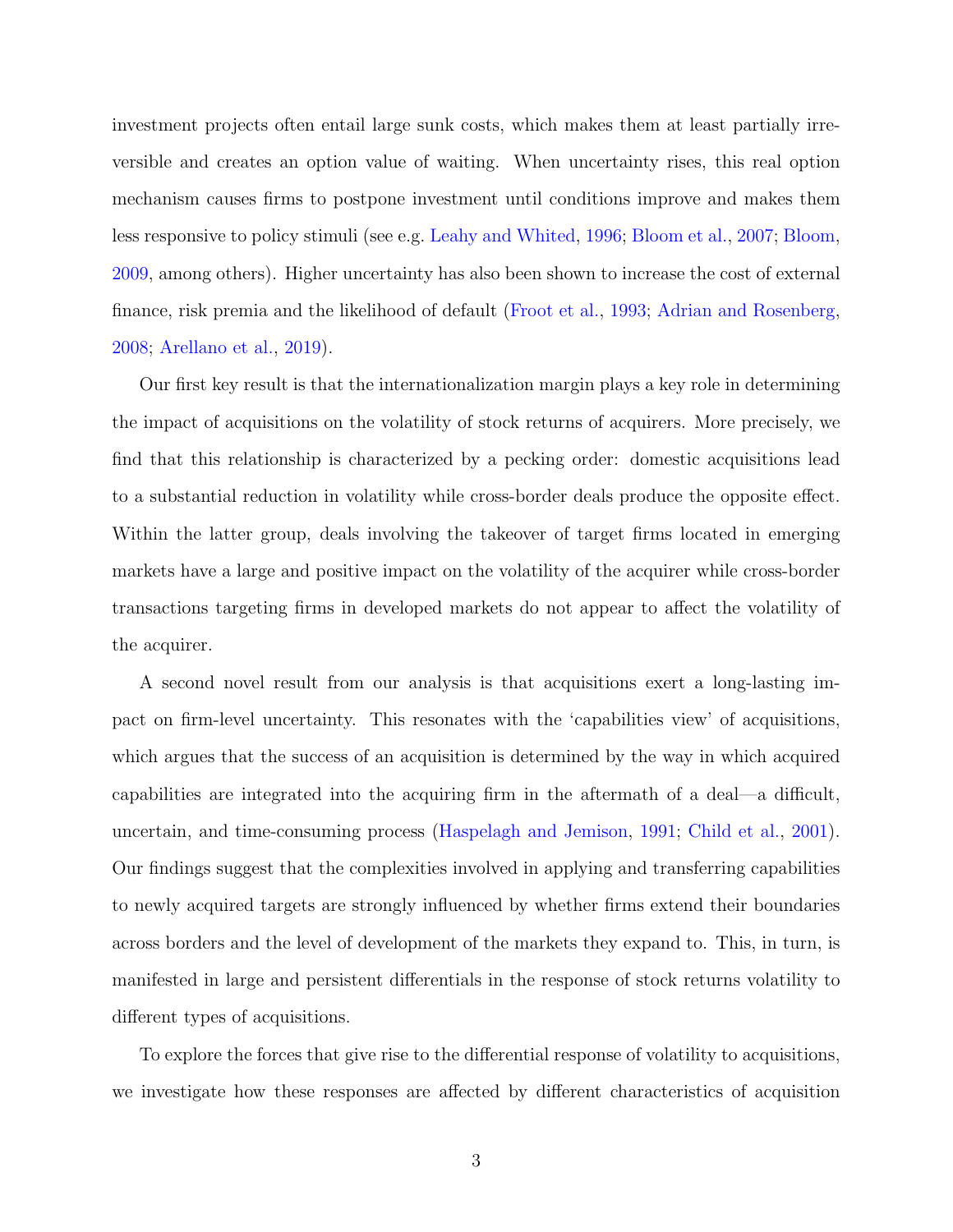investment projects often entail large sunk costs, which makes them at least partially irreversible and creates an option value of waiting. When uncertainty rises, this real option mechanism causes firms to postpone investment until conditions improve and makes them less responsive to policy stimuli (see e.g. Leahy and Whited, 1996; Bloom et al., 2007; Bloom, 2009, among others). Higher uncertainty has also been shown to increase the cost of external finance, risk premia and the likelihood of default (Froot et al., 1993; Adrian and Rosenberg, 2008; Arellano et al., 2019).

Our first key result is that the internationalization margin plays a key role in determining the impact of acquisitions on the volatility of stock returns of acquirers. More precisely, we find that this relationship is characterized by a pecking order: domestic acquisitions lead to a substantial reduction in volatility while cross-border deals produce the opposite effect. Within the latter group, deals involving the takeover of target firms located in emerging markets have a large and positive impact on the volatility of the acquirer while cross-border transactions targeting firms in developed markets do not appear to affect the volatility of the acquirer.

A second novel result from our analysis is that acquisitions exert a long-lasting impact on firm-level uncertainty. This resonates with the 'capabilities view' of acquisitions, which argues that the success of an acquisition is determined by the way in which acquired capabilities are integrated into the acquiring firm in the aftermath of a deal—a difficult, uncertain, and time-consuming process (Haspelagh and Jemison, 1991; Child et al., 2001). Our findings suggest that the complexities involved in applying and transferring capabilities to newly acquired targets are strongly influenced by whether firms extend their boundaries across borders and the level of development of the markets they expand to. This, in turn, is manifested in large and persistent differentials in the response of stock returns volatility to different types of acquisitions.

To explore the forces that give rise to the differential response of volatility to acquisitions, we investigate how these responses are affected by different characteristics of acquisition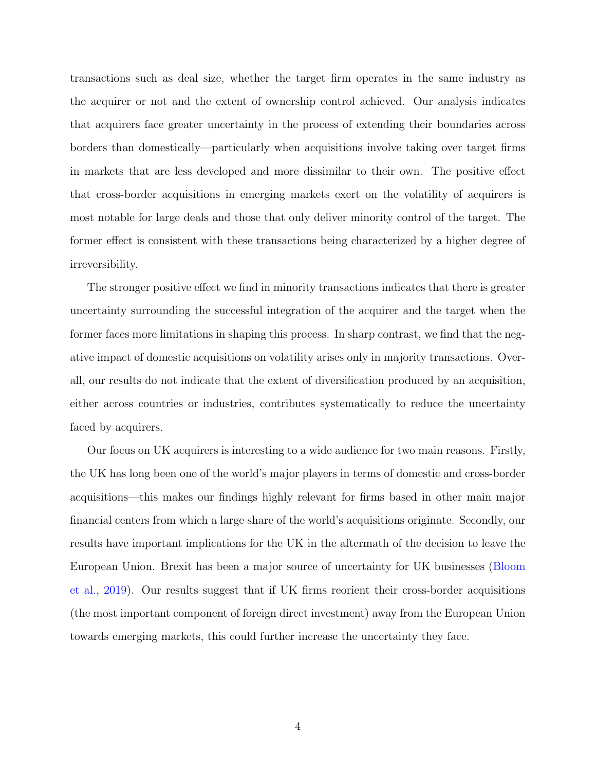transactions such as deal size, whether the target firm operates in the same industry as the acquirer or not and the extent of ownership control achieved. Our analysis indicates that acquirers face greater uncertainty in the process of extending their boundaries across borders than domestically—particularly when acquisitions involve taking over target firms in markets that are less developed and more dissimilar to their own. The positive effect that cross-border acquisitions in emerging markets exert on the volatility of acquirers is most notable for large deals and those that only deliver minority control of the target. The former effect is consistent with these transactions being characterized by a higher degree of irreversibility.

The stronger positive effect we find in minority transactions indicates that there is greater uncertainty surrounding the successful integration of the acquirer and the target when the former faces more limitations in shaping this process. In sharp contrast, we find that the negative impact of domestic acquisitions on volatility arises only in majority transactions. Overall, our results do not indicate that the extent of diversification produced by an acquisition, either across countries or industries, contributes systematically to reduce the uncertainty faced by acquirers.

Our focus on UK acquirers is interesting to a wide audience for two main reasons. Firstly, the UK has long been one of the world's major players in terms of domestic and cross-border acquisitions—this makes our findings highly relevant for firms based in other main major financial centers from which a large share of the world's acquisitions originate. Secondly, our results have important implications for the UK in the aftermath of the decision to leave the European Union. Brexit has been a major source of uncertainty for UK businesses (Bloom et al., 2019). Our results suggest that if UK firms reorient their cross-border acquisitions (the most important component of foreign direct investment) away from the European Union towards emerging markets, this could further increase the uncertainty they face.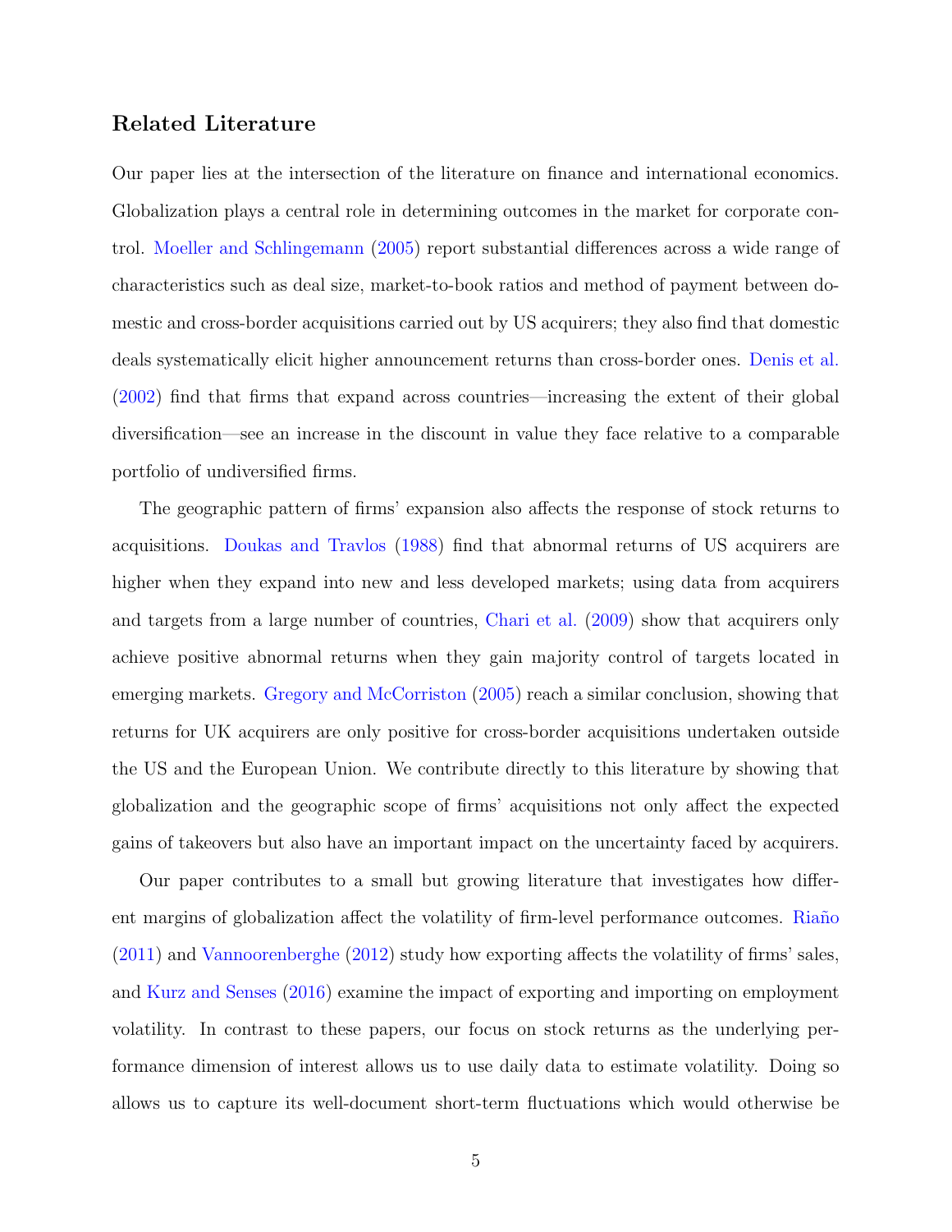## Related Literature

Our paper lies at the intersection of the literature on finance and international economics. Globalization plays a central role in determining outcomes in the market for corporate control. Moeller and Schlingemann (2005) report substantial differences across a wide range of characteristics such as deal size, market-to-book ratios and method of payment between domestic and cross-border acquisitions carried out by US acquirers; they also find that domestic deals systematically elicit higher announcement returns than cross-border ones. Denis et al. (2002) find that firms that expand across countries—increasing the extent of their global diversification—see an increase in the discount in value they face relative to a comparable portfolio of undiversified firms.

The geographic pattern of firms' expansion also affects the response of stock returns to acquisitions. Doukas and Travlos (1988) find that abnormal returns of US acquirers are higher when they expand into new and less developed markets; using data from acquirers and targets from a large number of countries, Chari et al. (2009) show that acquirers only achieve positive abnormal returns when they gain majority control of targets located in emerging markets. Gregory and McCorriston (2005) reach a similar conclusion, showing that returns for UK acquirers are only positive for cross-border acquisitions undertaken outside the US and the European Union. We contribute directly to this literature by showing that globalization and the geographic scope of firms' acquisitions not only affect the expected gains of takeovers but also have an important impact on the uncertainty faced by acquirers.

Our paper contributes to a small but growing literature that investigates how different margins of globalization affect the volatility of firm-level performance outcomes. Riaño (2011) and Vannoorenberghe (2012) study how exporting affects the volatility of firms' sales, and Kurz and Senses (2016) examine the impact of exporting and importing on employment volatility. In contrast to these papers, our focus on stock returns as the underlying performance dimension of interest allows us to use daily data to estimate volatility. Doing so allows us to capture its well-document short-term fluctuations which would otherwise be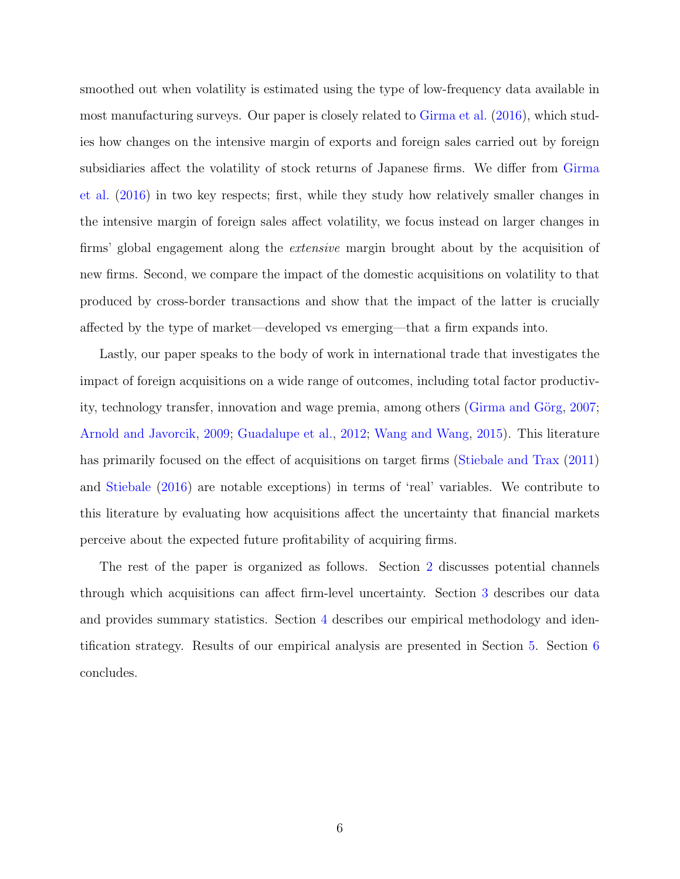smoothed out when volatility is estimated using the type of low-frequency data available in most manufacturing surveys. Our paper is closely related to Girma et al. (2016), which studies how changes on the intensive margin of exports and foreign sales carried out by foreign subsidiaries affect the volatility of stock returns of Japanese firms. We differ from Girma et al. (2016) in two key respects; first, while they study how relatively smaller changes in the intensive margin of foreign sales affect volatility, we focus instead on larger changes in firms' global engagement along the *extensive* margin brought about by the acquisition of new firms. Second, we compare the impact of the domestic acquisitions on volatility to that produced by cross-border transactions and show that the impact of the latter is crucially affected by the type of market—developed vs emerging—that a firm expands into.

Lastly, our paper speaks to the body of work in international trade that investigates the impact of foreign acquisitions on a wide range of outcomes, including total factor productivity, technology transfer, innovation and wage premia, among others (Girma and Görg, 2007; Arnold and Javorcik, 2009; Guadalupe et al., 2012; Wang and Wang, 2015). This literature has primarily focused on the effect of acquisitions on target firms (Stiebale and Trax (2011) and Stiebale (2016) are notable exceptions) in terms of 'real' variables. We contribute to this literature by evaluating how acquisitions affect the uncertainty that financial markets perceive about the expected future profitability of acquiring firms.

The rest of the paper is organized as follows. Section 2 discusses potential channels through which acquisitions can affect firm-level uncertainty. Section 3 describes our data and provides summary statistics. Section 4 describes our empirical methodology and identification strategy. Results of our empirical analysis are presented in Section 5. Section 6 concludes.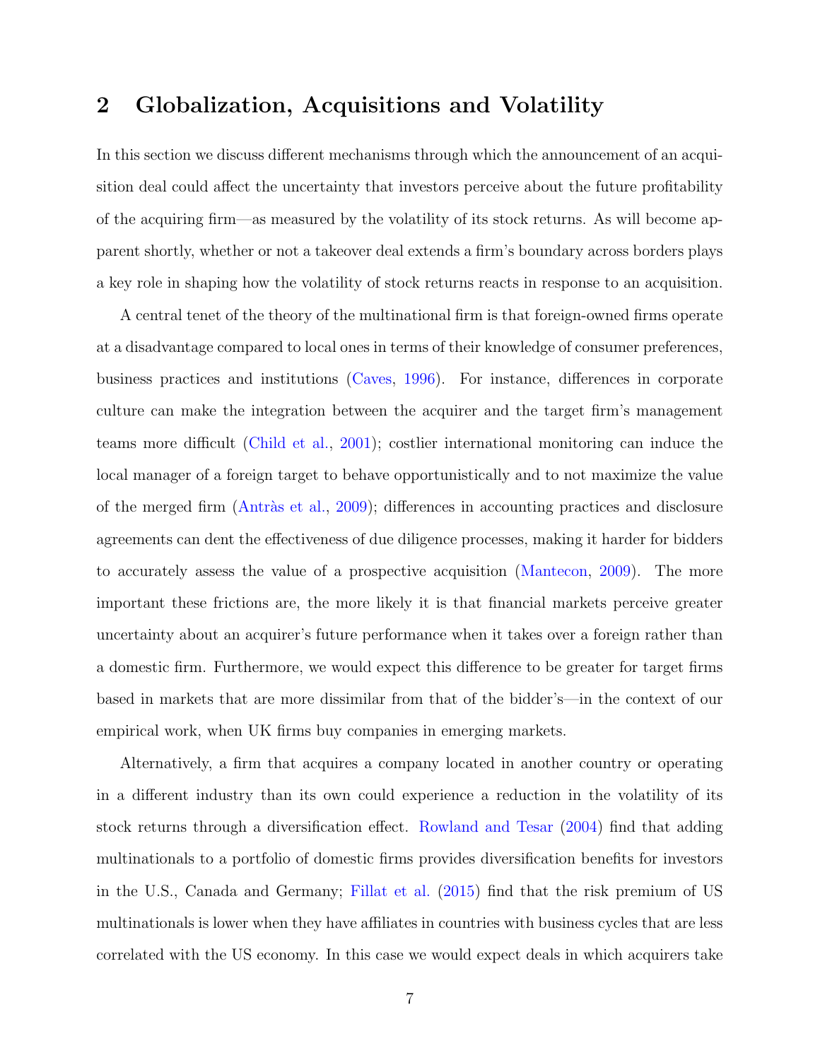## 2 Globalization, Acquisitions and Volatility

In this section we discuss different mechanisms through which the announcement of an acquisition deal could affect the uncertainty that investors perceive about the future profitability of the acquiring firm—as measured by the volatility of its stock returns. As will become apparent shortly, whether or not a takeover deal extends a firm's boundary across borders plays a key role in shaping how the volatility of stock returns reacts in response to an acquisition.

A central tenet of the theory of the multinational firm is that foreign-owned firms operate at a disadvantage compared to local ones in terms of their knowledge of consumer preferences, business practices and institutions (Caves, 1996). For instance, differences in corporate culture can make the integration between the acquirer and the target firm's management teams more difficult (Child et al., 2001); costlier international monitoring can induce the local manager of a foreign target to behave opportunistically and to not maximize the value of the merged firm (Antràs et al., 2009); differences in accounting practices and disclosure agreements can dent the effectiveness of due diligence processes, making it harder for bidders to accurately assess the value of a prospective acquisition (Mantecon, 2009). The more important these frictions are, the more likely it is that financial markets perceive greater uncertainty about an acquirer's future performance when it takes over a foreign rather than a domestic firm. Furthermore, we would expect this difference to be greater for target firms based in markets that are more dissimilar from that of the bidder's—in the context of our empirical work, when UK firms buy companies in emerging markets.

Alternatively, a firm that acquires a company located in another country or operating in a different industry than its own could experience a reduction in the volatility of its stock returns through a diversification effect. Rowland and Tesar (2004) find that adding multinationals to a portfolio of domestic firms provides diversification benefits for investors in the U.S., Canada and Germany; Fillat et al. (2015) find that the risk premium of US multinationals is lower when they have affiliates in countries with business cycles that are less correlated with the US economy. In this case we would expect deals in which acquirers take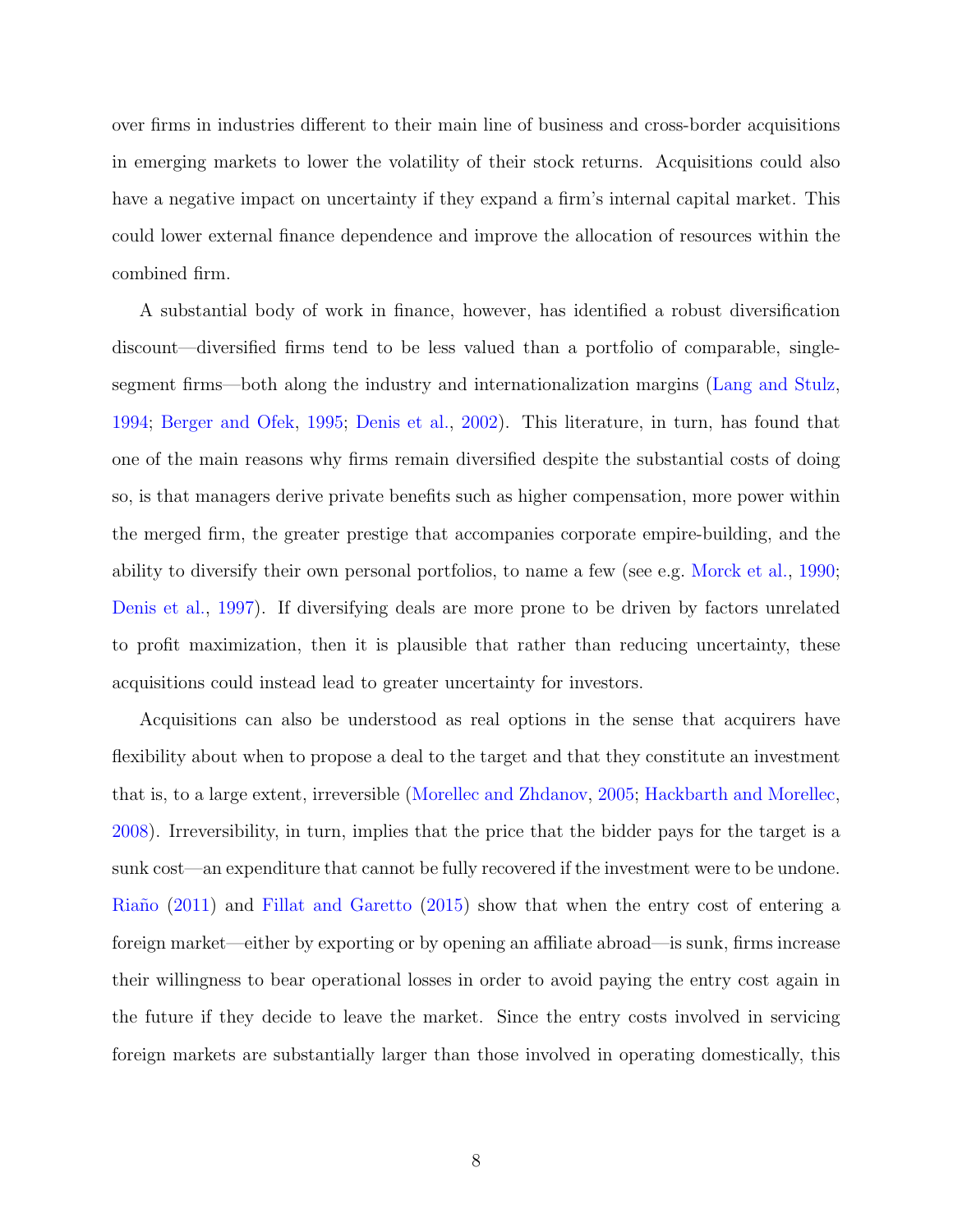over firms in industries different to their main line of business and cross-border acquisitions in emerging markets to lower the volatility of their stock returns. Acquisitions could also have a negative impact on uncertainty if they expand a firm's internal capital market. This could lower external finance dependence and improve the allocation of resources within the combined firm.

A substantial body of work in finance, however, has identified a robust diversification discount—diversified firms tend to be less valued than a portfolio of comparable, single-segment firms—both along the industry and internationalization margins (Lang and Stulz, 1994; Berger and Ofek, 1995; Denis et al., 2002). This literature, in turn, has found that one of the main reasons why firms remain diversified despite the substantial costs of doing so, is that managers derive private benefits such as higher compensation, more power within the merged firm, the greater prestige that accompanies corporate empire-building, and the ability to diversify their own personal portfolios, to name a few (see e.g. Morck et al., 1990; Denis et al., 1997). If diversifying deals are more prone to be driven by factors unrelated to profit maximization, then it is plausible that rather than reducing uncertainty, these acquisitions could instead lead to greater uncertainty for investors.

Acquisitions can also be understood as real options in the sense that acquirers have flexibility about when to propose a deal to the target and that they constitute an investment that is, to a large extent, irreversible (Morellec and Zhdanov, 2005; Hackbarth and Morellec, 2008). Irreversibility, in turn, implies that the price that the bidder pays for the target is a sunk cost—an expenditure that cannot be fully recovered if the investment were to be undone. Riaño (2011) and Fillat and Garetto (2015) show that when the entry cost of entering a foreign market—either by exporting or by opening an affiliate abroad—is sunk, firms increase their willingness to bear operational losses in order to avoid paying the entry cost again in the future if they decide to leave the market. Since the entry costs involved in servicing foreign markets are substantially larger than those involved in operating domestically, this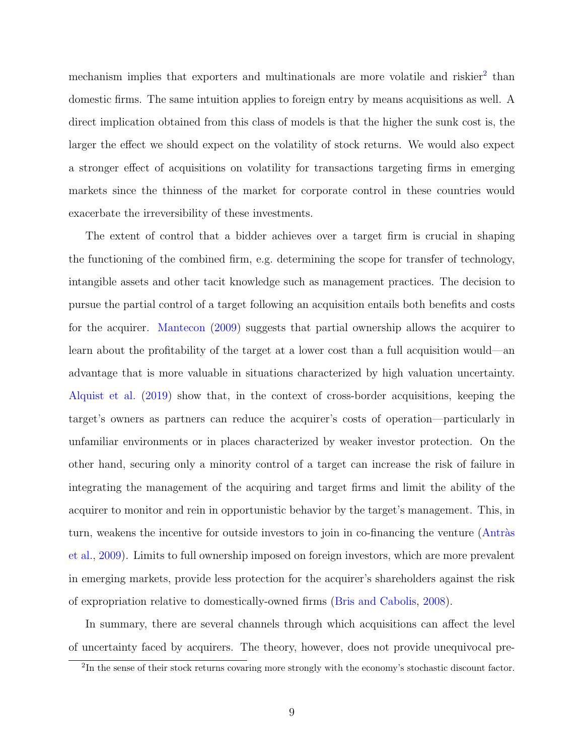mechanism implies that exporters and multinationals are more volatile and riskier[2] than domestic firms. The same intuition applies to foreign entry by means acquisitions as well. A direct implication obtained from this class of models is that the higher the sunk cost is, the larger the effect we should expect on the volatility of stock returns. We would also expect a stronger effect of acquisitions on volatility for transactions targeting firms in emerging markets since the thinness of the market for corporate control in these countries would exacerbate the irreversibility of these investments.

The extent of control that a bidder achieves over a target firm is crucial in shaping the functioning of the combined firm, e.g. determining the scope for transfer of technology, intangible assets and other tacit knowledge such as management practices. The decision to pursue the partial control of a target following an acquisition entails both benefits and costs for the acquirer. Mantecon (2009) suggests that partial ownership allows the acquirer to learn about the profitability of the target at a lower cost than a full acquisition would—an advantage that is more valuable in situations characterized by high valuation uncertainty. Alquist et al. (2019) show that, in the context of cross-border acquisitions, keeping the target's owners as partners can reduce the acquirer's costs of operation—particularly in unfamiliar environments or in places characterized by weaker investor protection. On the other hand, securing only a minority control of a target can increase the risk of failure in integrating the management of the acquiring and target firms and limit the ability of the acquirer to monitor and rein in opportunistic behavior by the target's management. This, in turn, weakens the incentive for outside investors to join in co-financing the venture (Antràs et al., 2009). Limits to full ownership imposed on foreign investors, which are more prevalent in emerging markets, provide less protection for the acquirer's shareholders against the risk of expropriation relative to domestically-owned firms (Bris and Cabolis, 2008).

In summary, there are several channels through which acquisitions can affect the level of uncertainty faced by acquirers. The theory, however, does not provide unequivocal pre-

[2] In the sense of their stock returns covaring more strongly with the economy's stochastic discount factor.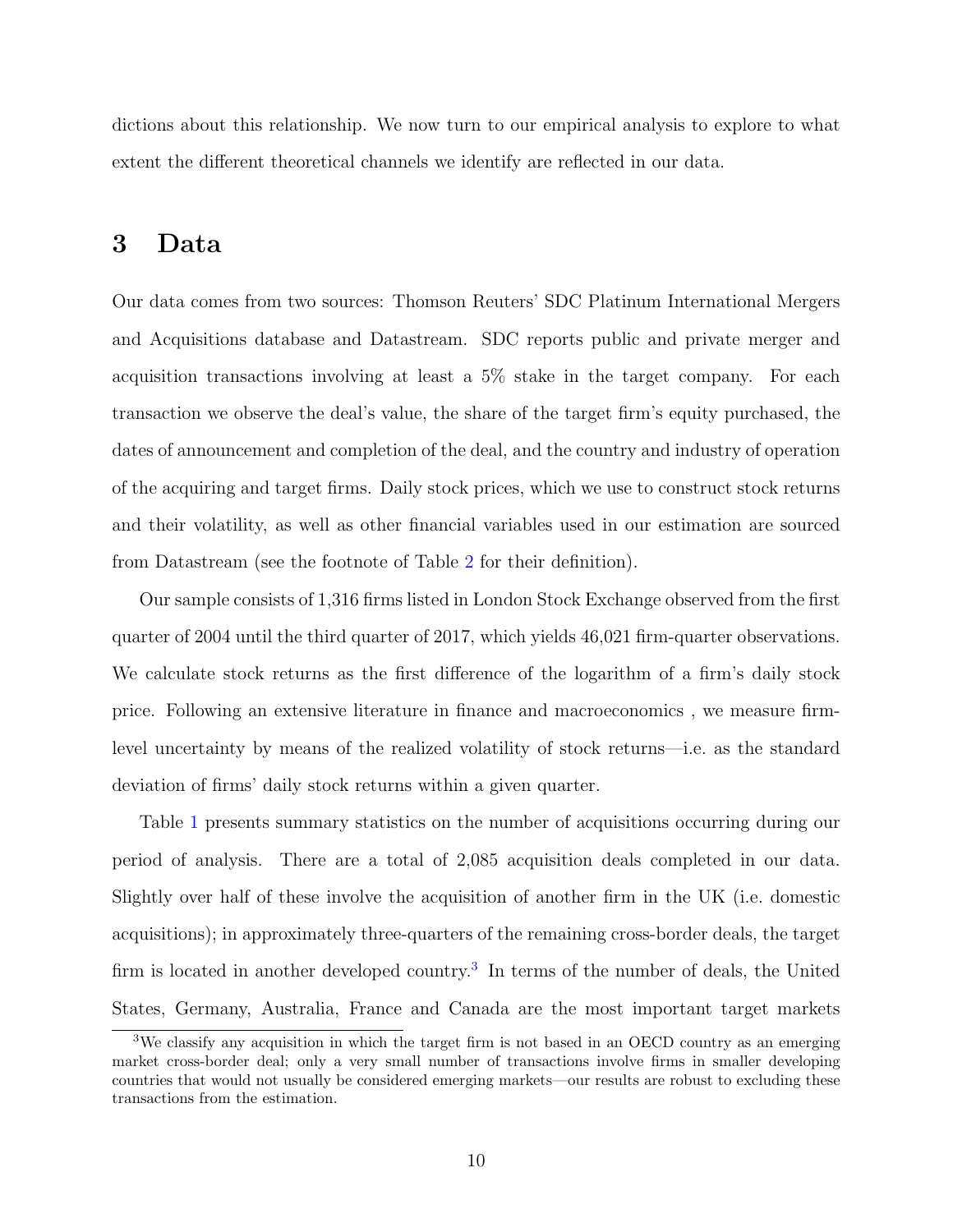dictions about this relationship. We now turn to our empirical analysis to explore to what extent the different theoretical channels we identify are reflected in our data.

# 3 Data

Our data comes from two sources: Thomson Reuters' SDC Platinum International Mergers and Acquisitions database and Datastream. SDC reports public and private merger and acquisition transactions involving at least a 5% stake in the target company. For each transaction we observe the deal's value, the share of the target firm's equity purchased, the dates of announcement and completion of the deal, and the country and industry of operation of the acquiring and target firms. Daily stock prices, which we use to construct stock returns and their volatility, as well as other financial variables used in our estimation are sourced from Datastream (see the footnote of Table 2 for their definition).

Our sample consists of 1,316 firms listed in London Stock Exchange observed from the first quarter of 2004 until the third quarter of 2017, which yields 46,021 firm-quarter observations. We calculate stock returns as the first difference of the logarithm of a firm's daily stock price. Following an extensive literature in finance and macroeconomics , we measure firm-level uncertainty by means of the realized volatility of stock returns—i.e. as the standard deviation of firms' daily stock returns within a given quarter.

Table 1 presents summary statistics on the number of acquisitions occurring during our period of analysis. There are a total of 2,085 acquisition deals completed in our data. Slightly over half of these involve the acquisition of another firm in the UK (i.e. domestic acquisitions); in approximately three-quarters of the remaining cross-border deals, the target firm is located in another developed country.[3] In terms of the number of deals, the United States, Germany, Australia, France and Canada are the most important target markets

[3] We classify any acquisition in which the target firm is not based in an OECD country as an emerging market cross-border deal; only a very small number of transactions involve firms in smaller developing countries that would not usually be considered emerging markets—our results are robust to excluding these transactions from the estimation.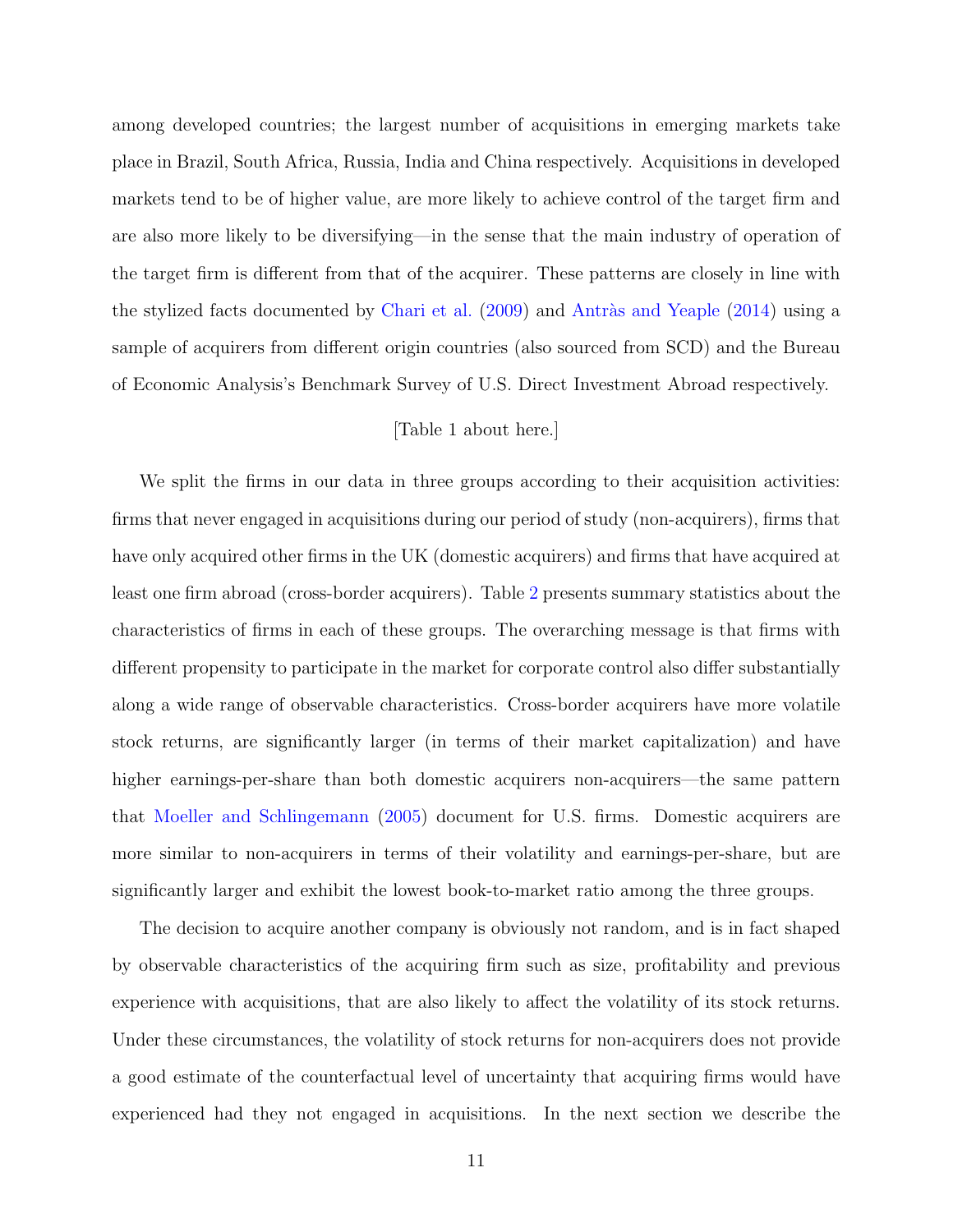among developed countries; the largest number of acquisitions in emerging markets take place in Brazil, South Africa, Russia, India and China respectively. Acquisitions in developed markets tend to be of higher value, are more likely to achieve control of the target firm and are also more likely to be diversifying—in the sense that the main industry of operation of the target firm is different from that of the acquirer. These patterns are closely in line with the stylized facts documented by Chari et al. (2009) and Antràs and Yeaple (2014) using a sample of acquirers from different origin countries (also sourced from SCD) and the Bureau of Economic Analysis's Benchmark Survey of U.S. Direct Investment Abroad respectively.

[Table 1 about here.]

We split the firms in our data in three groups according to their acquisition activities: firms that never engaged in acquisitions during our period of study (non-acquirers), firms that have only acquired other firms in the UK (domestic acquirers) and firms that have acquired at least one firm abroad (cross-border acquirers). Table 2 presents summary statistics about the characteristics of firms in each of these groups. The overarching message is that firms with different propensity to participate in the market for corporate control also differ substantially along a wide range of observable characteristics. Cross-border acquirers have more volatile stock returns, are significantly larger (in terms of their market capitalization) and have higher earnings-per-share than both domestic acquirers non-acquirers—the same pattern that Moeller and Schlingemann (2005) document for U.S. firms. Domestic acquirers are more similar to non-acquirers in terms of their volatility and earnings-per-share, but are significantly larger and exhibit the lowest book-to-market ratio among the three groups.

The decision to acquire another company is obviously not random, and is in fact shaped by observable characteristics of the acquiring firm such as size, profitability and previous experience with acquisitions, that are also likely to affect the volatility of its stock returns. Under these circumstances, the volatility of stock returns for non-acquirers does not provide a good estimate of the counterfactual level of uncertainty that acquiring firms would have experienced had they not engaged in acquisitions. In the next section we describe the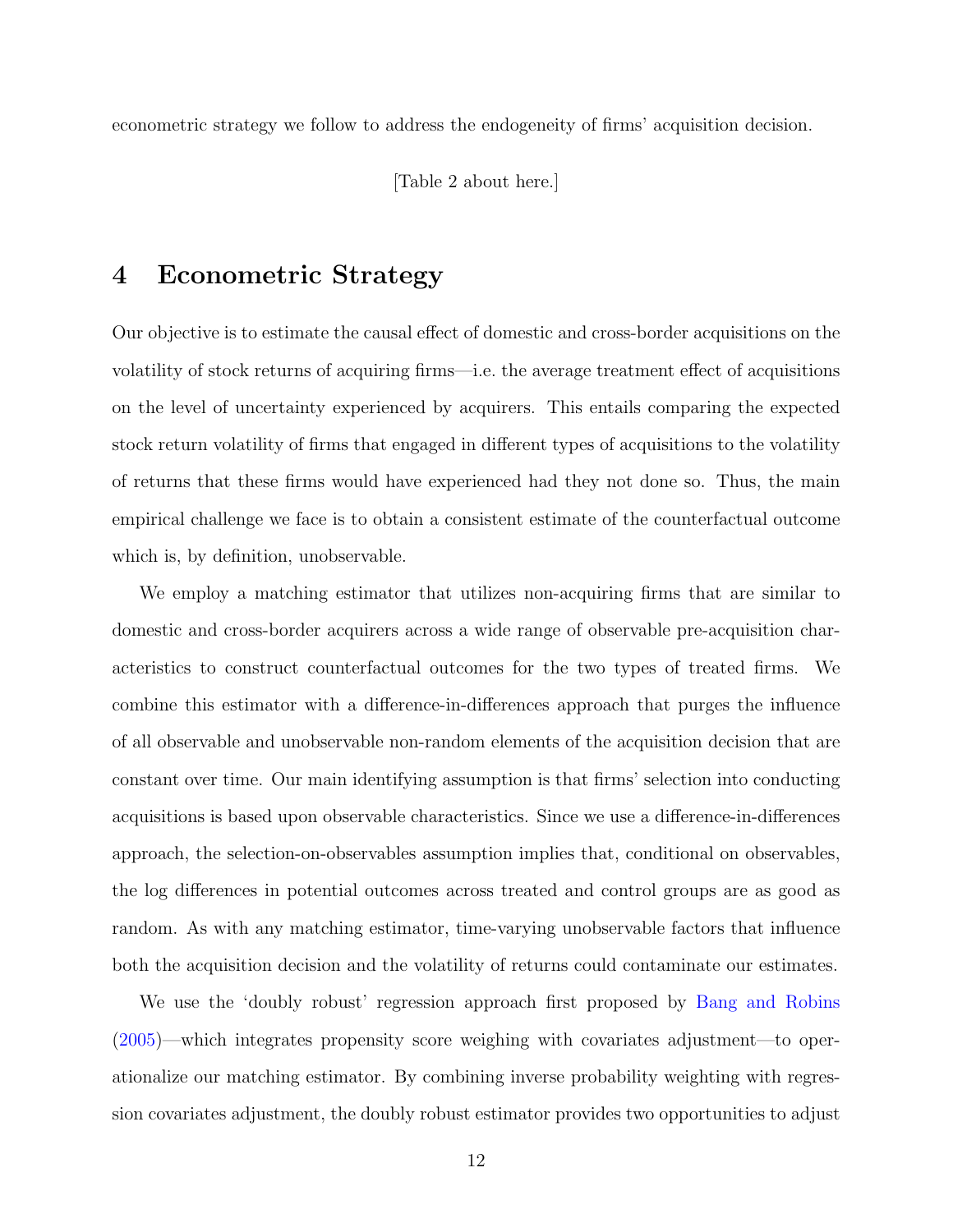econometric strategy we follow to address the endogeneity of firms' acquisition decision.

[Table 2 about here.]

# 4 Econometric Strategy

Our objective is to estimate the causal effect of domestic and cross-border acquisitions on the volatility of stock returns of acquiring firms—i.e. the average treatment effect of acquisitions on the level of uncertainty experienced by acquirers. This entails comparing the expected stock return volatility of firms that engaged in different types of acquisitions to the volatility of returns that these firms would have experienced had they not done so. Thus, the main empirical challenge we face is to obtain a consistent estimate of the counterfactual outcome which is, by definition, unobservable.

We employ a matching estimator that utilizes non-acquiring firms that are similar to domestic and cross-border acquirers across a wide range of observable pre-acquisition characteristics to construct counterfactual outcomes for the two types of treated firms. We combine this estimator with a difference-in-differences approach that purges the influence of all observable and unobservable non-random elements of the acquisition decision that are constant over time. Our main identifying assumption is that firms' selection into conducting acquisitions is based upon observable characteristics. Since we use a difference-in-differences approach, the selection-on-observables assumption implies that, conditional on observables, the log differences in potential outcomes across treated and control groups are as good as random. As with any matching estimator, time-varying unobservable factors that influence both the acquisition decision and the volatility of returns could contaminate our estimates.

We use the 'doubly robust' regression approach first proposed by Bang and Robins (2005)—which integrates propensity score weighing with covariates adjustment—to operationalize our matching estimator. By combining inverse probability weighting with regression covariates adjustment, the doubly robust estimator provides two opportunities to adjust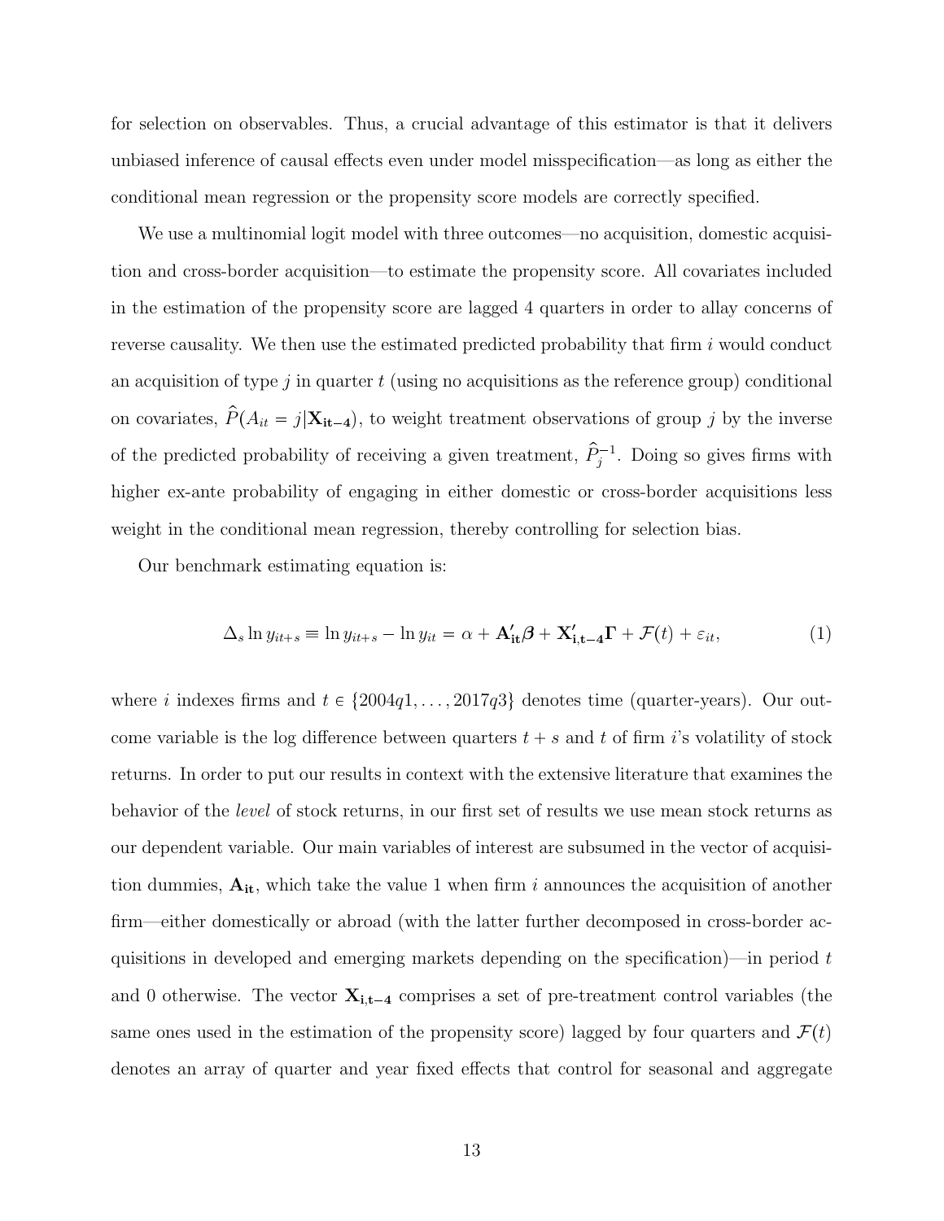for selection on observables. Thus, a crucial advantage of this estimator is that it delivers unbiased inference of causal effects even under model misspecification—as long as either the conditional mean regression or the propensity score models are correctly specified.

We use a multinomial logit model with three outcomes—no acquisition, domestic acquisition and cross-border acquisition—to estimate the propensity score. All covariates included in the estimation of the propensity score are lagged 4 quarters in order to allay concerns of reverse causality. We then use the estimated predicted probability that firm $i$ would conduct an acquisition of type $j$ in quarter $t$ (using no acquisitions as the reference group) conditional on covariates, $\widehat{P}(A_{it} = j|\mathbf{X_{it-4}})$, to weight treatment observations of group $j$ by the inverse of the predicted probability of receiving a given treatment, $\widehat{P}_j^{-1}$. Doing so gives firms with higher ex-ante probability of engaging in either domestic or cross-border acquisitions less weight in the conditional mean regression, thereby controlling for selection bias.

Our benchmark estimating equation is:

$$\Delta_s \ln y_{it+s} \equiv \ln y_{it+s} - \ln y_{it} = \alpha + \mathbf{A'_{it}}\boldsymbol{\beta} + \mathbf{X'_{i,t-4}}\boldsymbol{\Gamma} + \mathcal{F}(t) + \varepsilon_{it}, \tag{1}$$

where $i$ indexes firms and $t \in \{2004q1, \ldots, 2017q3\}$ denotes time (quarter-years). Our outcome variable is the log difference between quarters $t+s$ and $t$ of firm $i$'s volatility of stock returns. In order to put our results in context with the extensive literature that examines the behavior of the *level* of stock returns, in our first set of results we use mean stock returns as our dependent variable. Our main variables of interest are subsumed in the vector of acquisition dummies, $\mathbf{A_{it}}$, which take the value 1 when firm $i$ announces the acquisition of another firm—either domestically or abroad (with the latter further decomposed in cross-border acquisitions in developed and emerging markets depending on the specification)—in period $t$ and 0 otherwise. The vector $\mathbf{X_{i,t-4}}$ comprises a set of pre-treatment control variables (the same ones used in the estimation of the propensity score) lagged by four quarters and $\mathcal{F}(t)$ denotes an array of quarter and year fixed effects that control for seasonal and aggregate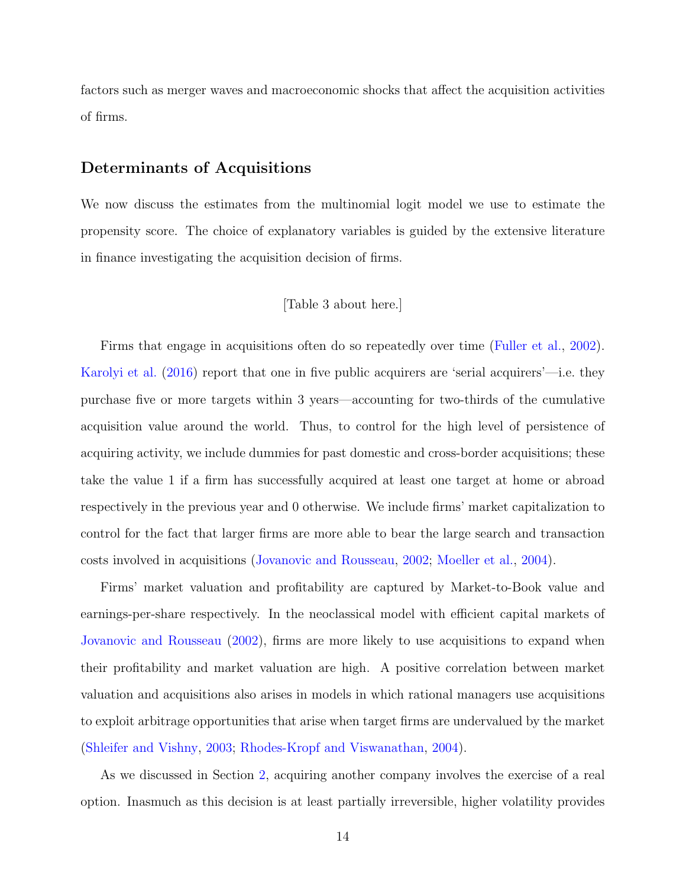factors such as merger waves and macroeconomic shocks that affect the acquisition activities of firms.

### Determinants of Acquisitions

We now discuss the estimates from the multinomial logit model we use to estimate the propensity score. The choice of explanatory variables is guided by the extensive literature in finance investigating the acquisition decision of firms.

[Table 3 about here.]

Firms that engage in acquisitions often do so repeatedly over time (Fuller et al., 2002). Karolyi et al. (2016) report that one in five public acquirers are 'serial acquirers'—i.e. they purchase five or more targets within 3 years—accounting for two-thirds of the cumulative acquisition value around the world. Thus, to control for the high level of persistence of acquiring activity, we include dummies for past domestic and cross-border acquisitions; these take the value 1 if a firm has successfully acquired at least one target at home or abroad respectively in the previous year and 0 otherwise. We include firms' market capitalization to control for the fact that larger firms are more able to bear the large search and transaction costs involved in acquisitions (Jovanovic and Rousseau, 2002; Moeller et al., 2004).

Firms' market valuation and profitability are captured by Market-to-Book value and earnings-per-share respectively. In the neoclassical model with efficient capital markets of Jovanovic and Rousseau (2002), firms are more likely to use acquisitions to expand when their profitability and market valuation are high. A positive correlation between market valuation and acquisitions also arises in models in which rational managers use acquisitions to exploit arbitrage opportunities that arise when target firms are undervalued by the market (Shleifer and Vishny, 2003; Rhodes-Kropf and Viswanathan, 2004).

As we discussed in Section 2, acquiring another company involves the exercise of a real option. Inasmuch as this decision is at least partially irreversible, higher volatility provides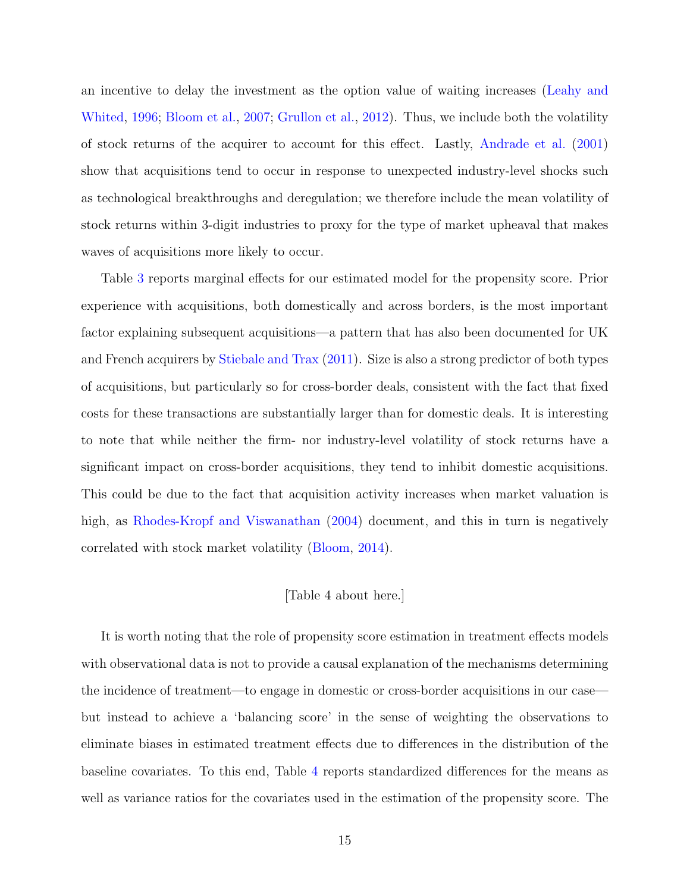an incentive to delay the investment as the option value of waiting increases (Leahy and Whited, 1996; Bloom et al., 2007; Grullon et al., 2012). Thus, we include both the volatility of stock returns of the acquirer to account for this effect. Lastly, Andrade et al. (2001) show that acquisitions tend to occur in response to unexpected industry-level shocks such as technological breakthroughs and deregulation; we therefore include the mean volatility of stock returns within 3-digit industries to proxy for the type of market upheaval that makes waves of acquisitions more likely to occur.

Table 3 reports marginal effects for our estimated model for the propensity score. Prior experience with acquisitions, both domestically and across borders, is the most important factor explaining subsequent acquisitions—a pattern that has also been documented for UK and French acquirers by Stiebale and Trax (2011). Size is also a strong predictor of both types of acquisitions, but particularly so for cross-border deals, consistent with the fact that fixed costs for these transactions are substantially larger than for domestic deals. It is interesting to note that while neither the firm- nor industry-level volatility of stock returns have a significant impact on cross-border acquisitions, they tend to inhibit domestic acquisitions. This could be due to the fact that acquisition activity increases when market valuation is high, as Rhodes-Kropf and Viswanathan (2004) document, and this in turn is negatively correlated with stock market volatility (Bloom, 2014).

[Table 4 about here.]

It is worth noting that the role of propensity score estimation in treatment effects models with observational data is not to provide a causal explanation of the mechanisms determining the incidence of treatment—to engage in domestic or cross-border acquisitions in our case—but instead to achieve a 'balancing score' in the sense of weighting the observations to eliminate biases in estimated treatment effects due to differences in the distribution of the baseline covariates. To this end, Table 4 reports standardized differences for the means as well as variance ratios for the covariates used in the estimation of the propensity score. The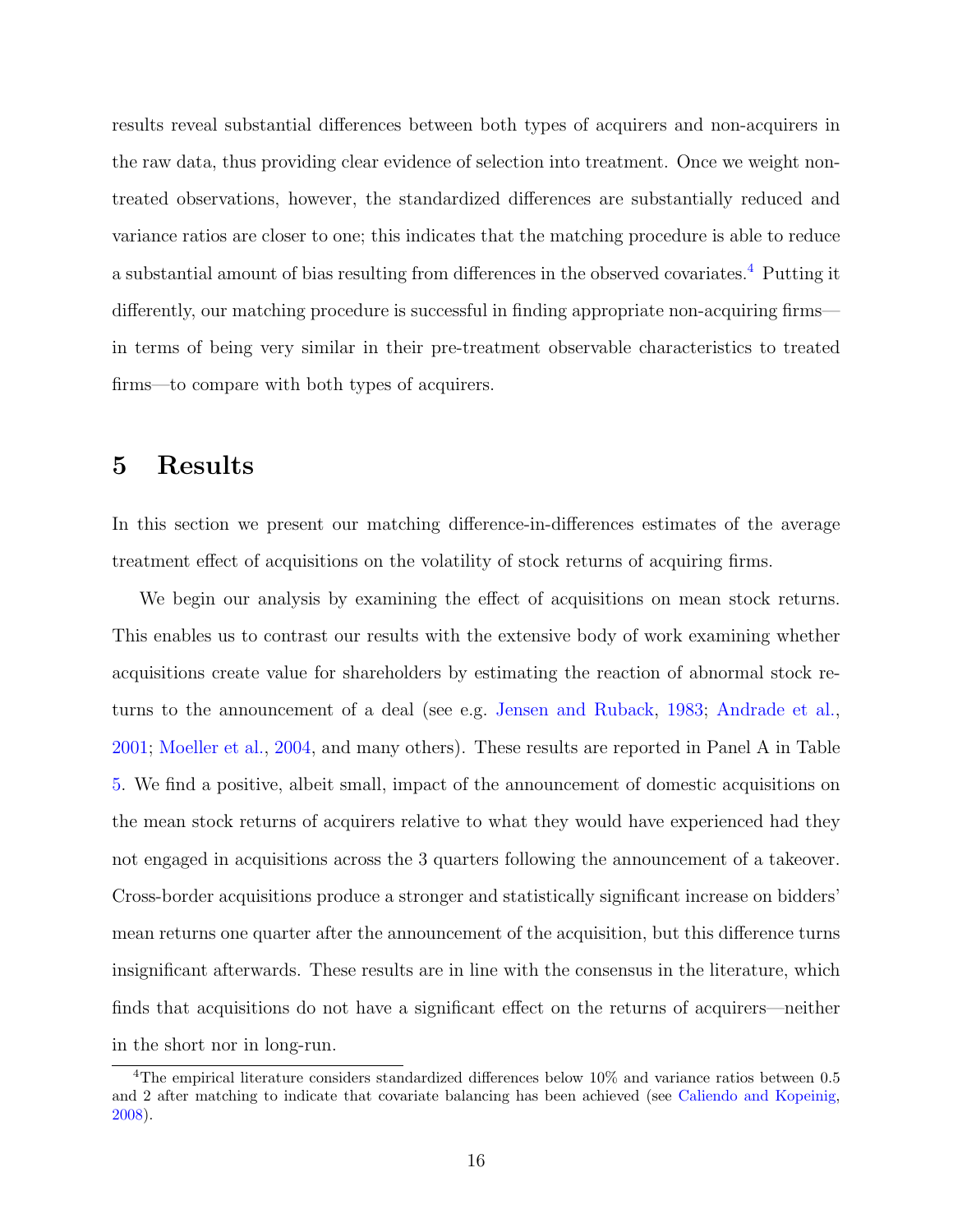results reveal substantial differences between both types of acquirers and non-acquirers in the raw data, thus providing clear evidence of selection into treatment. Once we weight non-treated observations, however, the standardized differences are substantially reduced and variance ratios are closer to one; this indicates that the matching procedure is able to reduce a substantial amount of bias resulting from differences in the observed covariates.[4] Putting it differently, our matching procedure is successful in finding appropriate non-acquiring firms—in terms of being very similar in their pre-treatment observable characteristics to treated firms—to compare with both types of acquirers.

# 5 Results

In this section we present our matching difference-in-differences estimates of the average treatment effect of acquisitions on the volatility of stock returns of acquiring firms.

We begin our analysis by examining the effect of acquisitions on mean stock returns. This enables us to contrast our results with the extensive body of work examining whether acquisitions create value for shareholders by estimating the reaction of abnormal stock returns to the announcement of a deal (see e.g. Jensen and Ruback, 1983; Andrade et al., 2001; Moeller et al., 2004, and many others). These results are reported in Panel A in Table 5. We find a positive, albeit small, impact of the announcement of domestic acquisitions on the mean stock returns of acquirers relative to what they would have experienced had they not engaged in acquisitions across the 3 quarters following the announcement of a takeover. Cross-border acquisitions produce a stronger and statistically significant increase on bidders' mean returns one quarter after the announcement of the acquisition, but this difference turns insignificant afterwards. These results are in line with the consensus in the literature, which finds that acquisitions do not have a significant effect on the returns of acquirers—neither in the short nor in long-run.

[4] The empirical literature considers standardized differences below 10% and variance ratios between 0.5 and 2 after matching to indicate that covariate balancing has been achieved (see Caliendo and Kopeinig, 2008).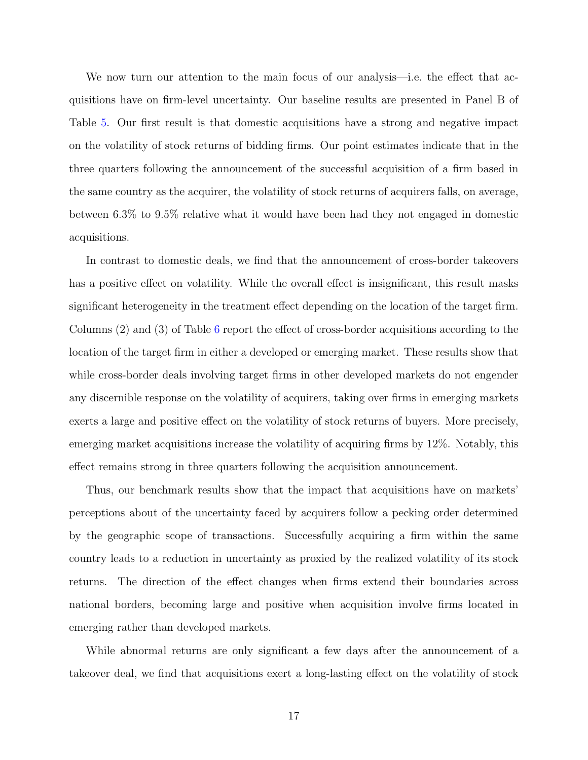We now turn our attention to the main focus of our analysis—i.e. the effect that acquisitions have on firm-level uncertainty. Our baseline results are presented in Panel B of Table 5. Our first result is that domestic acquisitions have a strong and negative impact on the volatility of stock returns of bidding firms. Our point estimates indicate that in the three quarters following the announcement of the successful acquisition of a firm based in the same country as the acquirer, the volatility of stock returns of acquirers falls, on average, between 6.3% to 9.5% relative what it would have been had they not engaged in domestic acquisitions.

In contrast to domestic deals, we find that the announcement of cross-border takeovers has a positive effect on volatility. While the overall effect is insignificant, this result masks significant heterogeneity in the treatment effect depending on the location of the target firm. Columns (2) and (3) of Table 6 report the effect of cross-border acquisitions according to the location of the target firm in either a developed or emerging market. These results show that while cross-border deals involving target firms in other developed markets do not engender any discernible response on the volatility of acquirers, taking over firms in emerging markets exerts a large and positive effect on the volatility of stock returns of buyers. More precisely, emerging market acquisitions increase the volatility of acquiring firms by 12%. Notably, this effect remains strong in three quarters following the acquisition announcement.

Thus, our benchmark results show that the impact that acquisitions have on markets' perceptions about of the uncertainty faced by acquirers follow a pecking order determined by the geographic scope of transactions. Successfully acquiring a firm within the same country leads to a reduction in uncertainty as proxied by the realized volatility of its stock returns. The direction of the effect changes when firms extend their boundaries across national borders, becoming large and positive when acquisition involve firms located in emerging rather than developed markets.

While abnormal returns are only significant a few days after the announcement of a takeover deal, we find that acquisitions exert a long-lasting effect on the volatility of stock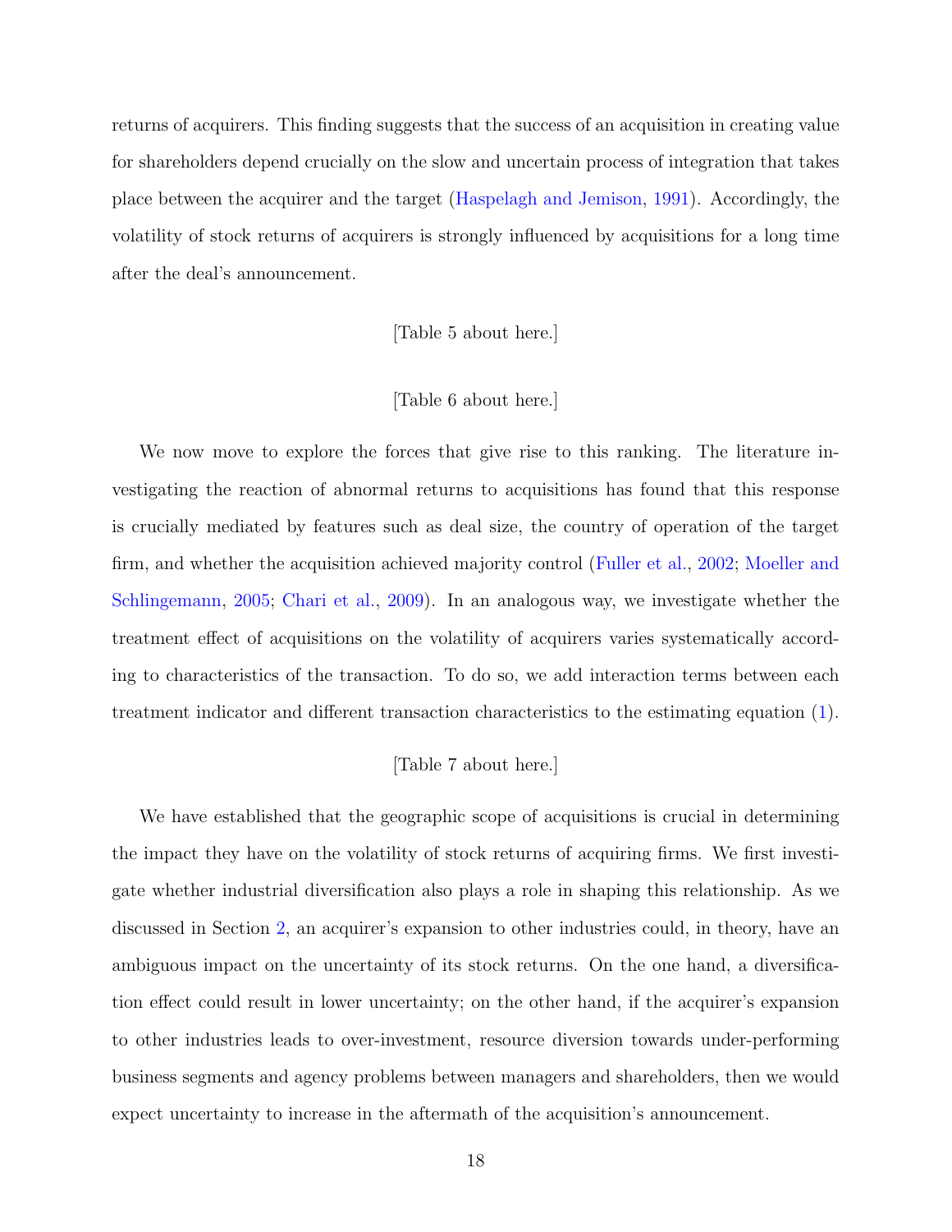returns of acquirers. This finding suggests that the success of an acquisition in creating value for shareholders depend crucially on the slow and uncertain process of integration that takes place between the acquirer and the target (Haspelagh and Jemison, 1991). Accordingly, the volatility of stock returns of acquirers is strongly influenced by acquisitions for a long time after the deal's announcement.

[Table 5 about here.]

[Table 6 about here.]

We now move to explore the forces that give rise to this ranking. The literature investigating the reaction of abnormal returns to acquisitions has found that this response is crucially mediated by features such as deal size, the country of operation of the target firm, and whether the acquisition achieved majority control (Fuller et al., 2002; Moeller and Schlingemann, 2005; Chari et al., 2009). In an analogous way, we investigate whether the treatment effect of acquisitions on the volatility of acquirers varies systematically according to characteristics of the transaction. To do so, we add interaction terms between each treatment indicator and different transaction characteristics to the estimating equation (1).

[Table 7 about here.]

We have established that the geographic scope of acquisitions is crucial in determining the impact they have on the volatility of stock returns of acquiring firms. We first investigate whether industrial diversification also plays a role in shaping this relationship. As we discussed in Section 2, an acquirer's expansion to other industries could, in theory, have an ambiguous impact on the uncertainty of its stock returns. On the one hand, a diversification effect could result in lower uncertainty; on the other hand, if the acquirer's expansion to other industries leads to over-investment, resource diversion towards under-performing business segments and agency problems between managers and shareholders, then we would expect uncertainty to increase in the aftermath of the acquisition's announcement.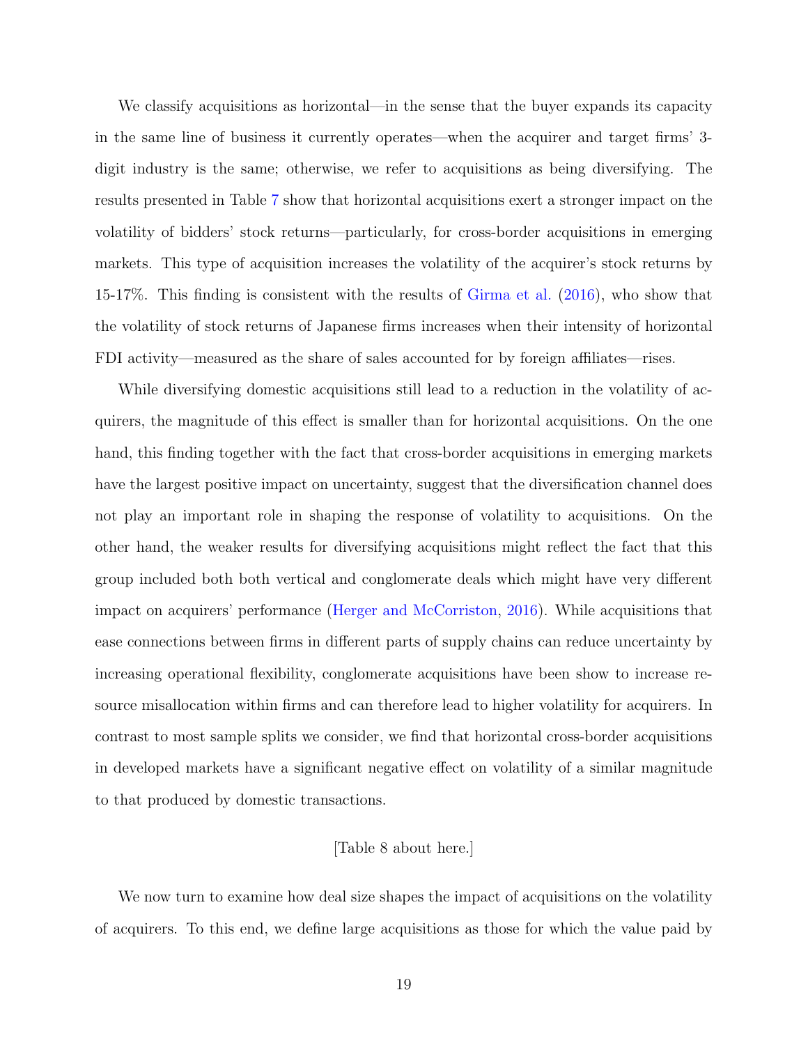We classify acquisitions as horizontal—in the sense that the buyer expands its capacity in the same line of business it currently operates—when the acquirer and target firms' 3-digit industry is the same; otherwise, we refer to acquisitions as being diversifying. The results presented in Table 7 show that horizontal acquisitions exert a stronger impact on the volatility of bidders' stock returns—particularly, for cross-border acquisitions in emerging markets. This type of acquisition increases the volatility of the acquirer's stock returns by 15-17%. This finding is consistent with the results of Girma et al. (2016), who show that the volatility of stock returns of Japanese firms increases when their intensity of horizontal FDI activity—measured as the share of sales accounted for by foreign affiliates—rises.

While diversifying domestic acquisitions still lead to a reduction in the volatility of acquirers, the magnitude of this effect is smaller than for horizontal acquisitions. On the one hand, this finding together with the fact that cross-border acquisitions in emerging markets have the largest positive impact on uncertainty, suggest that the diversification channel does not play an important role in shaping the response of volatility to acquisitions. On the other hand, the weaker results for diversifying acquisitions might reflect the fact that this group included both both vertical and conglomerate deals which might have very different impact on acquirers' performance (Herger and McCorriston, 2016). While acquisitions that ease connections between firms in different parts of supply chains can reduce uncertainty by increasing operational flexibility, conglomerate acquisitions have been show to increase resource misallocation within firms and can therefore lead to higher volatility for acquirers. In contrast to most sample splits we consider, we find that horizontal cross-border acquisitions in developed markets have a significant negative effect on volatility of a similar magnitude to that produced by domestic transactions.

[Table 8 about here.]

We now turn to examine how deal size shapes the impact of acquisitions on the volatility of acquirers. To this end, we define large acquisitions as those for which the value paid by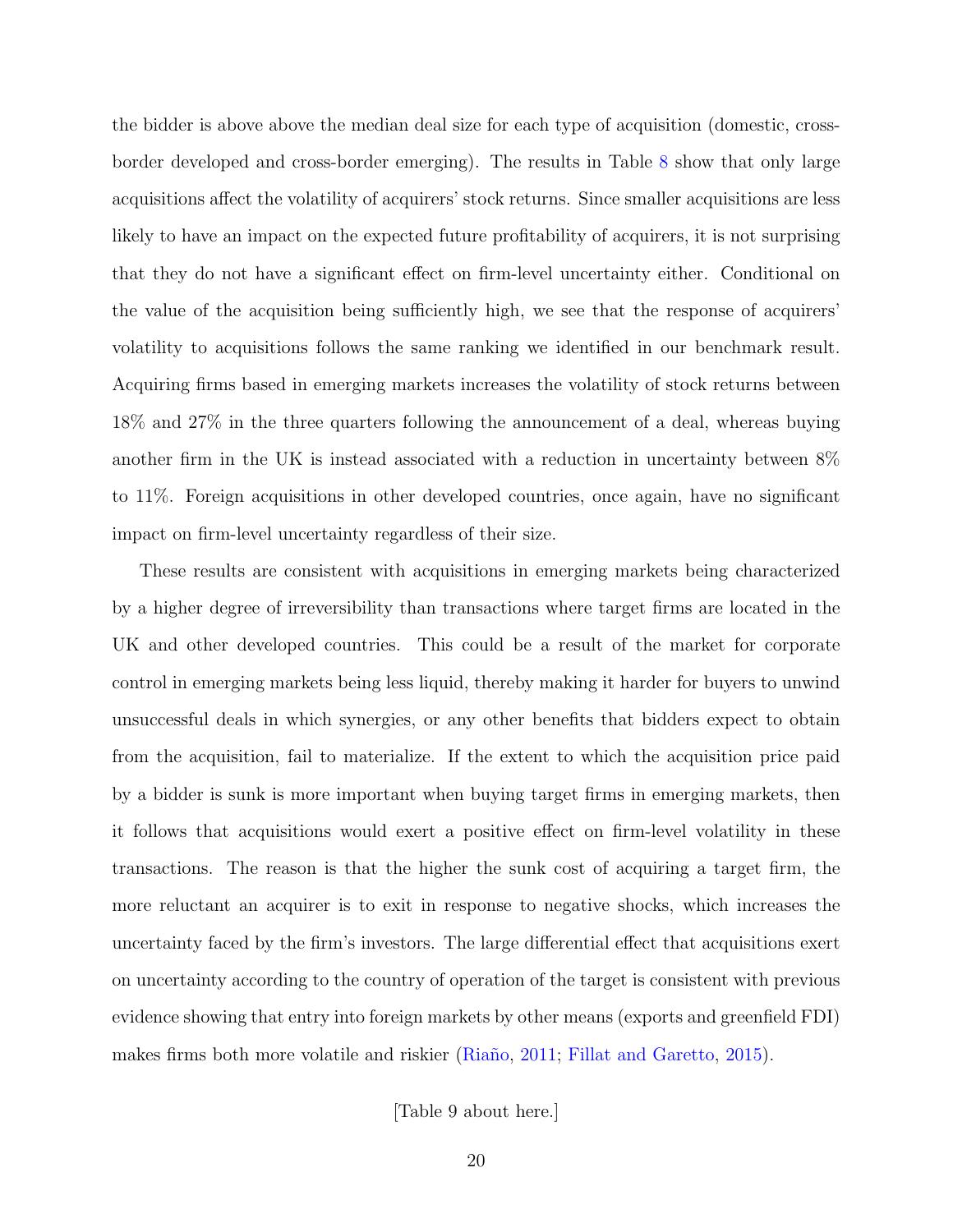the bidder is above above the median deal size for each type of acquisition (domestic, cross-border developed and cross-border emerging). The results in Table 8 show that only large acquisitions affect the volatility of acquirers' stock returns. Since smaller acquisitions are less likely to have an impact on the expected future profitability of acquirers, it is not surprising that they do not have a significant effect on firm-level uncertainty either. Conditional on the value of the acquisition being sufficiently high, we see that the response of acquirers' volatility to acquisitions follows the same ranking we identified in our benchmark result. Acquiring firms based in emerging markets increases the volatility of stock returns between 18% and 27% in the three quarters following the announcement of a deal, whereas buying another firm in the UK is instead associated with a reduction in uncertainty between 8% to 11%. Foreign acquisitions in other developed countries, once again, have no significant impact on firm-level uncertainty regardless of their size.

These results are consistent with acquisitions in emerging markets being characterized by a higher degree of irreversibility than transactions where target firms are located in the UK and other developed countries. This could be a result of the market for corporate control in emerging markets being less liquid, thereby making it harder for buyers to unwind unsuccessful deals in which synergies, or any other benefits that bidders expect to obtain from the acquisition, fail to materialize. If the extent to which the acquisition price paid by a bidder is sunk is more important when buying target firms in emerging markets, then it follows that acquisitions would exert a positive effect on firm-level volatility in these transactions. The reason is that the higher the sunk cost of acquiring a target firm, the more reluctant an acquirer is to exit in response to negative shocks, which increases the uncertainty faced by the firm's investors. The large differential effect that acquisitions exert on uncertainty according to the country of operation of the target is consistent with previous evidence showing that entry into foreign markets by other means (exports and greenfield FDI) makes firms both more volatile and riskier (Riaño, 2011; Fillat and Garetto, 2015).

[Table 9 about here.]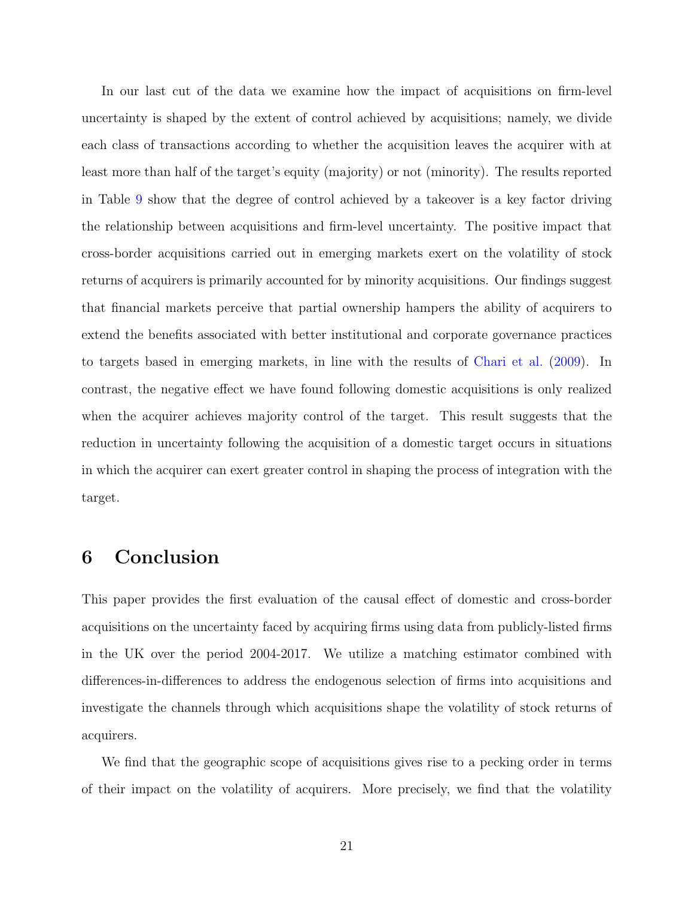In our last cut of the data we examine how the impact of acquisitions on firm-level uncertainty is shaped by the extent of control achieved by acquisitions; namely, we divide each class of transactions according to whether the acquisition leaves the acquirer with at least more than half of the target's equity (majority) or not (minority). The results reported in Table 9 show that the degree of control achieved by a takeover is a key factor driving the relationship between acquisitions and firm-level uncertainty. The positive impact that cross-border acquisitions carried out in emerging markets exert on the volatility of stock returns of acquirers is primarily accounted for by minority acquisitions. Our findings suggest that financial markets perceive that partial ownership hampers the ability of acquirers to extend the benefits associated with better institutional and corporate governance practices to targets based in emerging markets, in line with the results of Chari et al. (2009). In contrast, the negative effect we have found following domestic acquisitions is only realized when the acquirer achieves majority control of the target. This result suggests that the reduction in uncertainty following the acquisition of a domestic target occurs in situations in which the acquirer can exert greater control in shaping the process of integration with the target.

# 6 Conclusion

This paper provides the first evaluation of the causal effect of domestic and cross-border acquisitions on the uncertainty faced by acquiring firms using data from publicly-listed firms in the UK over the period 2004-2017. We utilize a matching estimator combined with differences-in-differences to address the endogenous selection of firms into acquisitions and investigate the channels through which acquisitions shape the volatility of stock returns of acquirers.

We find that the geographic scope of acquisitions gives rise to a pecking order in terms of their impact on the volatility of acquirers. More precisely, we find that the volatility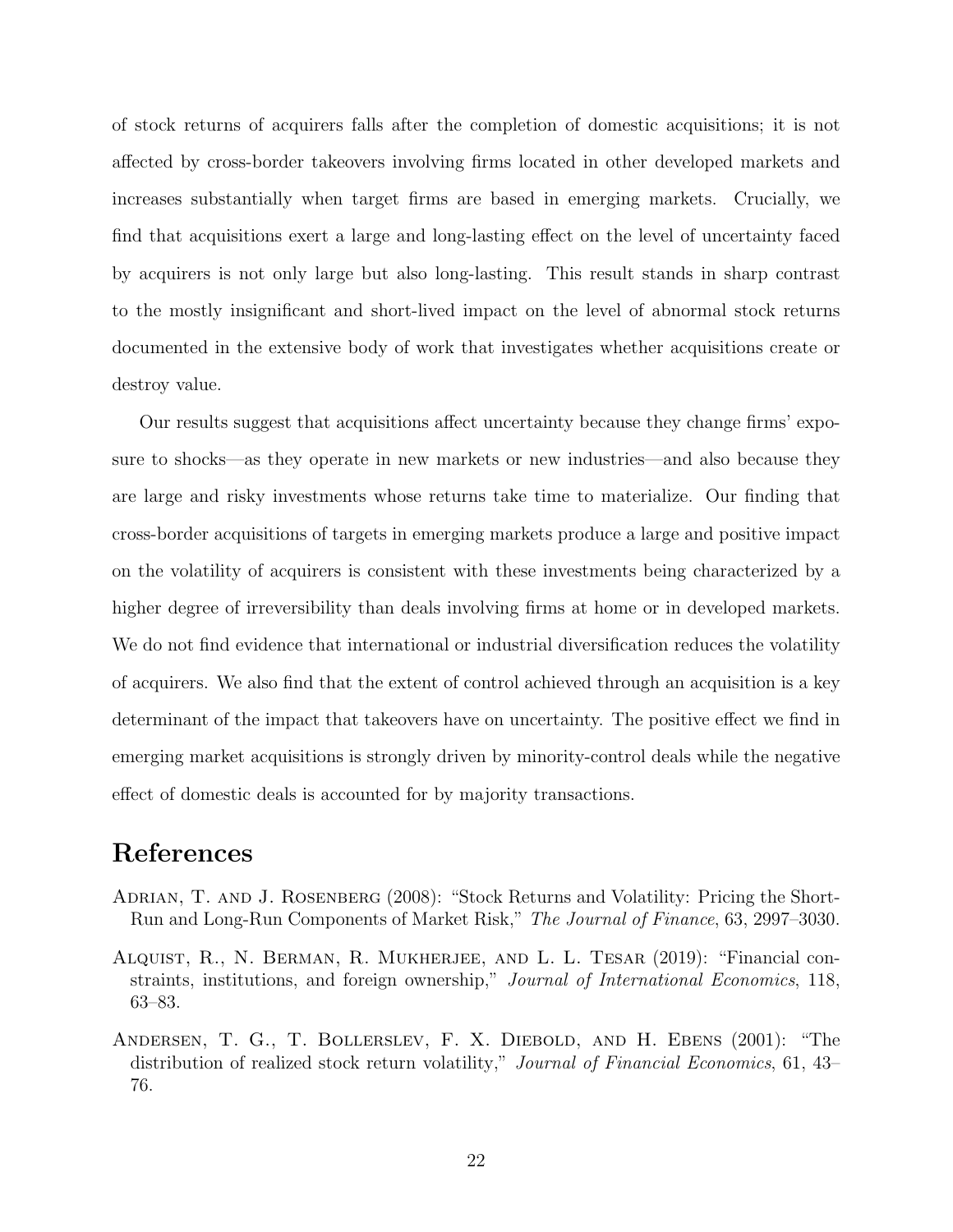of stock returns of acquirers falls after the completion of domestic acquisitions; it is not affected by cross-border takeovers involving firms located in other developed markets and increases substantially when target firms are based in emerging markets. Crucially, we find that acquisitions exert a large and long-lasting effect on the level of uncertainty faced by acquirers is not only large but also long-lasting. This result stands in sharp contrast to the mostly insignificant and short-lived impact on the level of abnormal stock returns documented in the extensive body of work that investigates whether acquisitions create or destroy value.

Our results suggest that acquisitions affect uncertainty because they change firms' exposure to shocks—as they operate in new markets or new industries—and also because they are large and risky investments whose returns take time to materialize. Our finding that cross-border acquisitions of targets in emerging markets produce a large and positive impact on the volatility of acquirers is consistent with these investments being characterized by a higher degree of irreversibility than deals involving firms at home or in developed markets. We do not find evidence that international or industrial diversification reduces the volatility of acquirers. We also find that the extent of control achieved through an acquisition is a key determinant of the impact that takeovers have on uncertainty. The positive effect we find in emerging market acquisitions is strongly driven by minority-control deals while the negative effect of domestic deals is accounted for by majority transactions.

# References

Adrian, T. and J. Rosenberg (2008): "Stock Returns and Volatility: Pricing the Short-Run and Long-Run Components of Market Risk," *The Journal of Finance*, 63, 2997–3030.

Alquist, R., N. Berman, R. Mukherjee, and L. L. Tesar (2019): "Financial constraints, institutions, and foreign ownership," *Journal of International Economics*, 118, 63–83.

Andersen, T. G., T. Bollerslev, F. X. Diebold, and H. Ebens (2001): "The distribution of realized stock return volatility," *Journal of Financial Economics*, 61, 43–76.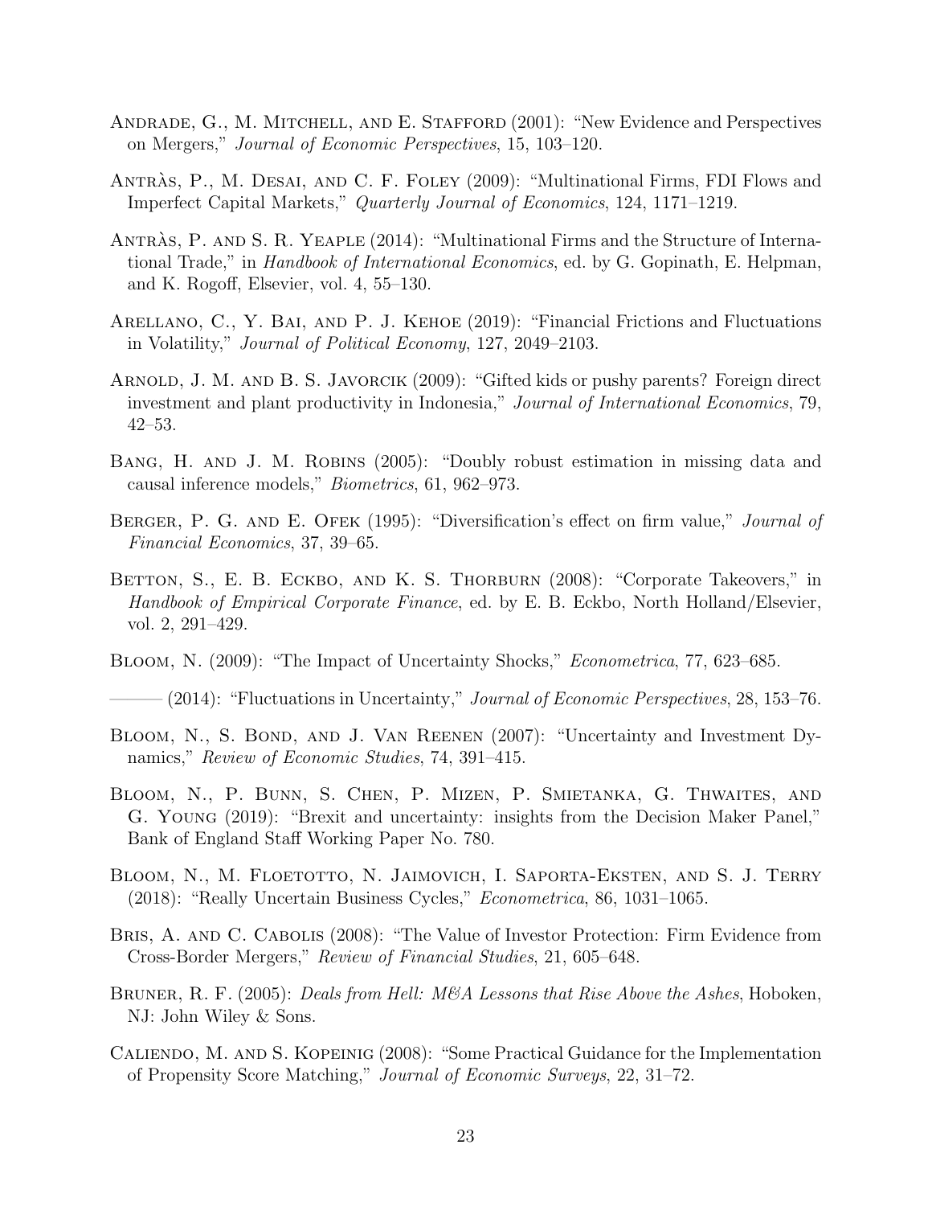Andrade, G., M. Mitchell, and E. Stafford (2001): "New Evidence and Perspectives on Mergers," *Journal of Economic Perspectives*, 15, 103–120.

Antràs, P., M. Desai, and C. F. Foley (2009): "Multinational Firms, FDI Flows and Imperfect Capital Markets," *Quarterly Journal of Economics*, 124, 1171–1219.

Antràs, P. and S. R. Yeaple (2014): "Multinational Firms and the Structure of International Trade," in *Handbook of International Economics*, ed. by G. Gopinath, E. Helpman, and K. Rogoff, Elsevier, vol. 4, 55–130.

Arellano, C., Y. Bai, and P. J. Kehoe (2019): "Financial Frictions and Fluctuations in Volatility," *Journal of Political Economy*, 127, 2049–2103.

Arnold, J. M. and B. S. Javorcik (2009): "Gifted kids or pushy parents? Foreign direct investment and plant productivity in Indonesia," *Journal of International Economics*, 79, 42–53.

Bang, H. and J. M. Robins (2005): "Doubly robust estimation in missing data and causal inference models," *Biometrics*, 61, 962–973.

Berger, P. G. and E. Ofek (1995): "Diversification's effect on firm value," *Journal of Financial Economics*, 37, 39–65.

Betton, S., E. B. Eckbo, and K. S. Thorburn (2008): "Corporate Takeovers," in *Handbook of Empirical Corporate Finance*, ed. by E. B. Eckbo, North Holland/Elsevier, vol. 2, 291–429.

Bloom, N. (2009): "The Impact of Uncertainty Shocks," *Econometrica*, 77, 623–685.

——— (2014): "Fluctuations in Uncertainty," *Journal of Economic Perspectives*, 28, 153–76.

Bloom, N., S. Bond, and J. Van Reenen (2007): "Uncertainty and Investment Dynamics," *Review of Economic Studies*, 74, 391–415.

Bloom, N., P. Bunn, S. Chen, P. Mizen, P. Smietanka, G. Thwaites, and G. Young (2019): "Brexit and uncertainty: insights from the Decision Maker Panel," Bank of England Staff Working Paper No. 780.

Bloom, N., M. Floetotto, N. Jaimovich, I. Saporta-Eksten, and S. J. Terry (2018): "Really Uncertain Business Cycles," *Econometrica*, 86, 1031–1065.

Bris, A. and C. Cabolis (2008): "The Value of Investor Protection: Firm Evidence from Cross-Border Mergers," *Review of Financial Studies*, 21, 605–648.

Bruner, R. F. (2005): *Deals from Hell: M&A Lessons that Rise Above the Ashes*, Hoboken, NJ: John Wiley & Sons.

Caliendo, M. and S. Kopeinig (2008): "Some Practical Guidance for the Implementation of Propensity Score Matching," *Journal of Economic Surveys*, 22, 31–72.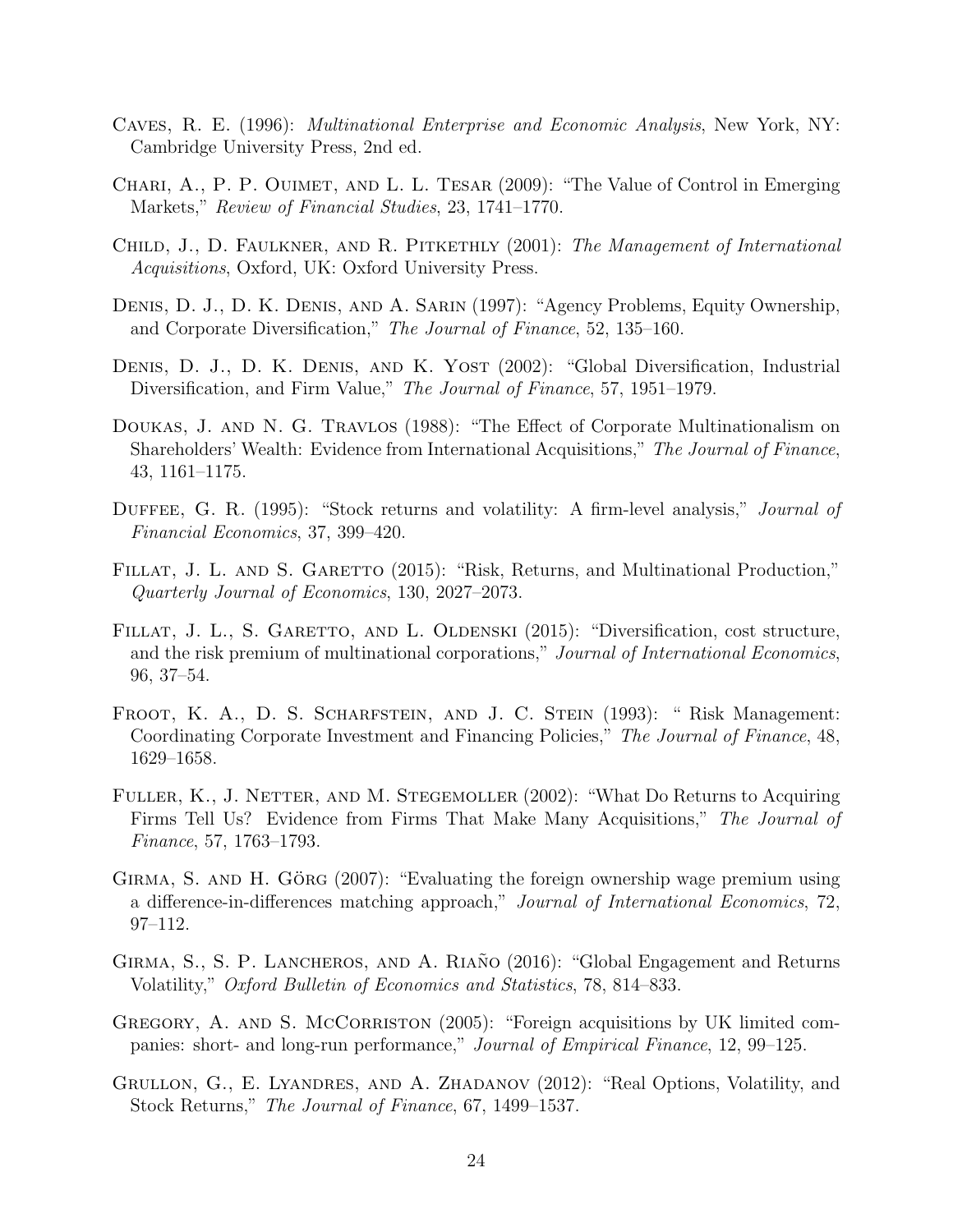Caves, R. E. (1996): *Multinational Enterprise and Economic Analysis*, New York, NY: Cambridge University Press, 2nd ed.

Chari, A., P. P. Ouimet, and L. L. Tesar (2009): "The Value of Control in Emerging Markets," *Review of Financial Studies*, 23, 1741–1770.

Child, J., D. Faulkner, and R. Pitkethly (2001): *The Management of International Acquisitions*, Oxford, UK: Oxford University Press.

Denis, D. J., D. K. Denis, and A. Sarin (1997): "Agency Problems, Equity Ownership, and Corporate Diversification," *The Journal of Finance*, 52, 135–160.

Denis, D. J., D. K. Denis, and K. Yost (2002): "Global Diversification, Industrial Diversification, and Firm Value," *The Journal of Finance*, 57, 1951–1979.

Doukas, J. and N. G. Travlos (1988): "The Effect of Corporate Multinationalism on Shareholders' Wealth: Evidence from International Acquisitions," *The Journal of Finance*, 43, 1161–1175.

Duffee, G. R. (1995): "Stock returns and volatility: A firm-level analysis," *Journal of Financial Economics*, 37, 399–420.

Fillat, J. L. and S. Garetto (2015): "Risk, Returns, and Multinational Production," *Quarterly Journal of Economics*, 130, 2027–2073.

Fillat, J. L., S. Garetto, and L. Oldenski (2015): "Diversification, cost structure, and the risk premium of multinational corporations," *Journal of International Economics*, 96, 37–54.

Froot, K. A., D. S. Scharfstein, and J. C. Stein (1993): " Risk Management: Coordinating Corporate Investment and Financing Policies," *The Journal of Finance*, 48, 1629–1658.

Fuller, K., J. Netter, and M. Stegemoller (2002): "What Do Returns to Acquiring Firms Tell Us? Evidence from Firms That Make Many Acquisitions," *The Journal of Finance*, 57, 1763–1793.

Girma, S. and H. Görg (2007): "Evaluating the foreign ownership wage premium using a difference-in-differences matching approach," *Journal of International Economics*, 72, 97–112.

Girma, S., S. P. Lancheros, and A. Riaño (2016): "Global Engagement and Returns Volatility," *Oxford Bulletin of Economics and Statistics*, 78, 814–833.

Gregory, A. and S. McCorriston (2005): "Foreign acquisitions by UK limited companies: short- and long-run performance," *Journal of Empirical Finance*, 12, 99–125.

Grullon, G., E. Lyandres, and A. Zhadanov (2012): "Real Options, Volatility, and Stock Returns," *The Journal of Finance*, 67, 1499–1537.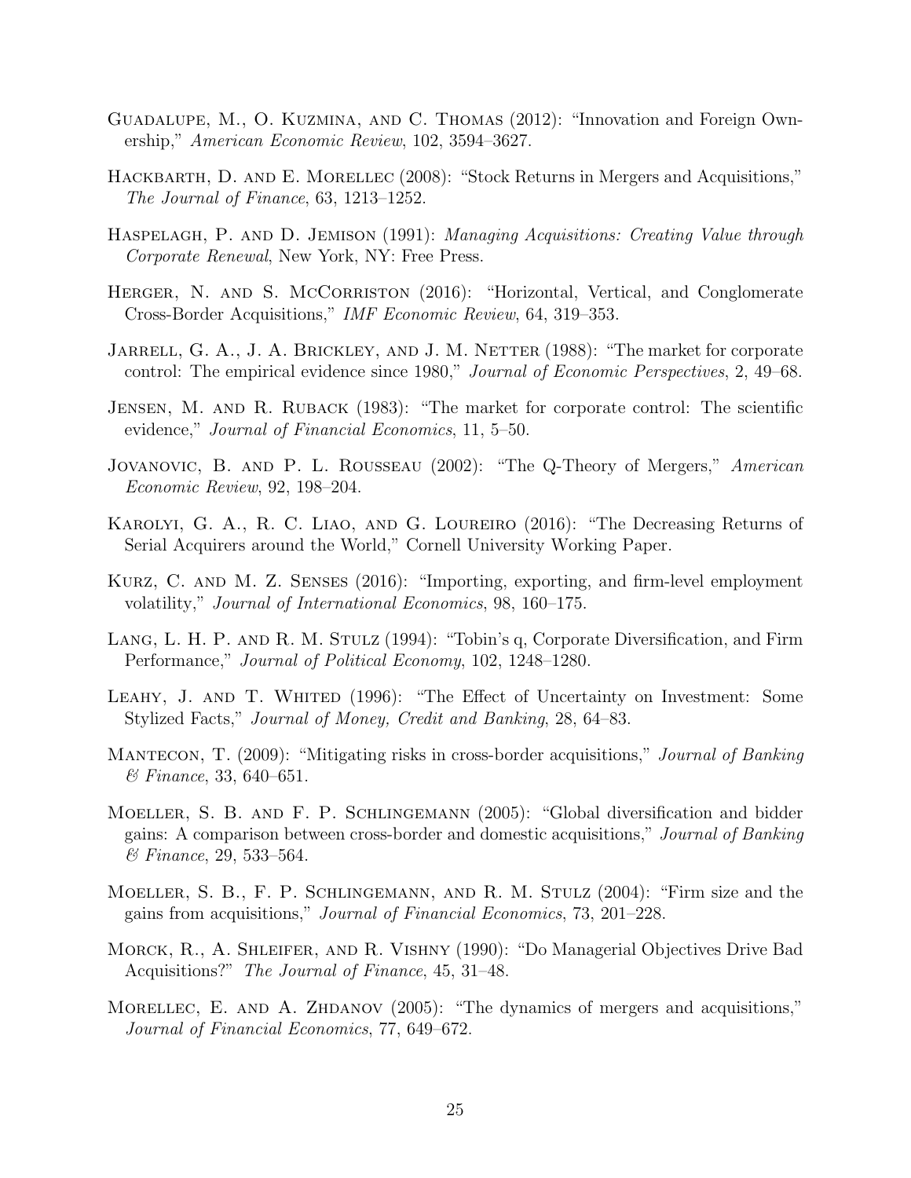Guadalupe, M., O. Kuzmina, and C. Thomas (2012): "Innovation and Foreign Ownership," *American Economic Review*, 102, 3594–3627.

Hackbarth, D. and E. Morellec (2008): "Stock Returns in Mergers and Acquisitions," *The Journal of Finance*, 63, 1213–1252.

Haspelagh, P. and D. Jemison (1991): *Managing Acquisitions: Creating Value through Corporate Renewal*, New York, NY: Free Press.

Herger, N. and S. McCorriston (2016): "Horizontal, Vertical, and Conglomerate Cross-Border Acquisitions," *IMF Economic Review*, 64, 319–353.

Jarrell, G. A., J. A. Brickley, and J. M. Netter (1988): "The market for corporate control: The empirical evidence since 1980," *Journal of Economic Perspectives*, 2, 49–68.

Jensen, M. and R. Ruback (1983): "The market for corporate control: The scientific evidence," *Journal of Financial Economics*, 11, 5–50.

Jovanovic, B. and P. L. Rousseau (2002): "The Q-Theory of Mergers," *American Economic Review*, 92, 198–204.

Karolyi, G. A., R. C. Liao, and G. Loureiro (2016): "The Decreasing Returns of Serial Acquirers around the World," Cornell University Working Paper.

Kurz, C. and M. Z. Senses (2016): "Importing, exporting, and firm-level employment volatility," *Journal of International Economics*, 98, 160–175.

Lang, L. H. P. and R. M. Stulz (1994): "Tobin's q, Corporate Diversification, and Firm Performance," *Journal of Political Economy*, 102, 1248–1280.

Leahy, J. and T. Whited (1996): "The Effect of Uncertainty on Investment: Some Stylized Facts," *Journal of Money, Credit and Banking*, 28, 64–83.

Mantecon, T. (2009): "Mitigating risks in cross-border acquisitions," *Journal of Banking & Finance*, 33, 640–651.

Moeller, S. B. and F. P. Schlingemann (2005): "Global diversification and bidder gains: A comparison between cross-border and domestic acquisitions," *Journal of Banking & Finance*, 29, 533–564.

Moeller, S. B., F. P. Schlingemann, and R. M. Stulz (2004): "Firm size and the gains from acquisitions," *Journal of Financial Economics*, 73, 201–228.

Morck, R., A. Shleifer, and R. Vishny (1990): "Do Managerial Objectives Drive Bad Acquisitions?" *The Journal of Finance*, 45, 31–48.

Morellec, E. and A. Zhdanov (2005): "The dynamics of mergers and acquisitions," *Journal of Financial Economics*, 77, 649–672.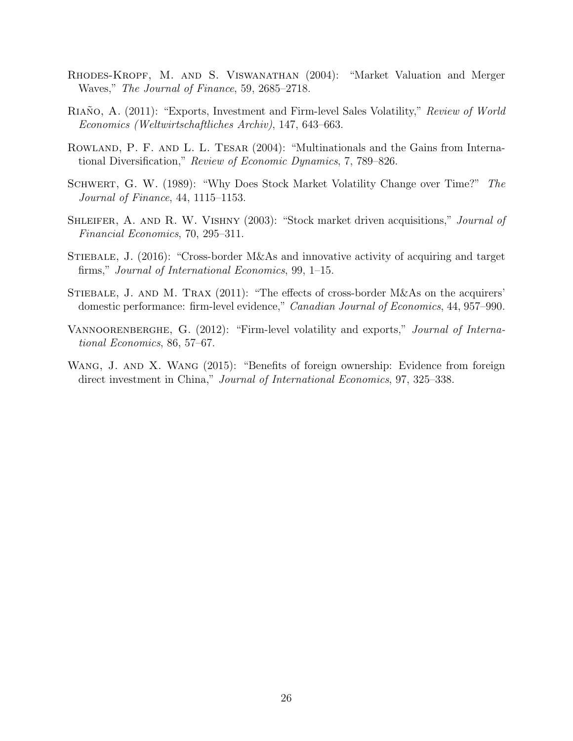Rhodes-Kropf, M. and S. Viswanathan (2004): "Market Valuation and Merger Waves," *The Journal of Finance*, 59, 2685–2718.

Riaño, A. (2011): "Exports, Investment and Firm-level Sales Volatility," *Review of World Economics (Weltwirtschaftliches Archiv)*, 147, 643–663.

Rowland, P. F. and L. L. Tesar (2004): "Multinationals and the Gains from International Diversification," *Review of Economic Dynamics*, 7, 789–826.

Schwert, G. W. (1989): "Why Does Stock Market Volatility Change over Time?" *The Journal of Finance*, 44, 1115–1153.

Shleifer, A. and R. W. Vishny (2003): "Stock market driven acquisitions," *Journal of Financial Economics*, 70, 295–311.

Stiebale, J. (2016): "Cross-border M&As and innovative activity of acquiring and target firms," *Journal of International Economics*, 99, 1–15.

Stiebale, J. and M. Trax (2011): "The effects of cross-border M&As on the acquirers' domestic performance: firm-level evidence," *Canadian Journal of Economics*, 44, 957–990.

Vannoorenberghe, G. (2012): "Firm-level volatility and exports," *Journal of International Economics*, 86, 57–67.

Wang, J. and X. Wang (2015): "Benefits of foreign ownership: Evidence from foreign direct investment in China," *Journal of International Economics*, 97, 325–338.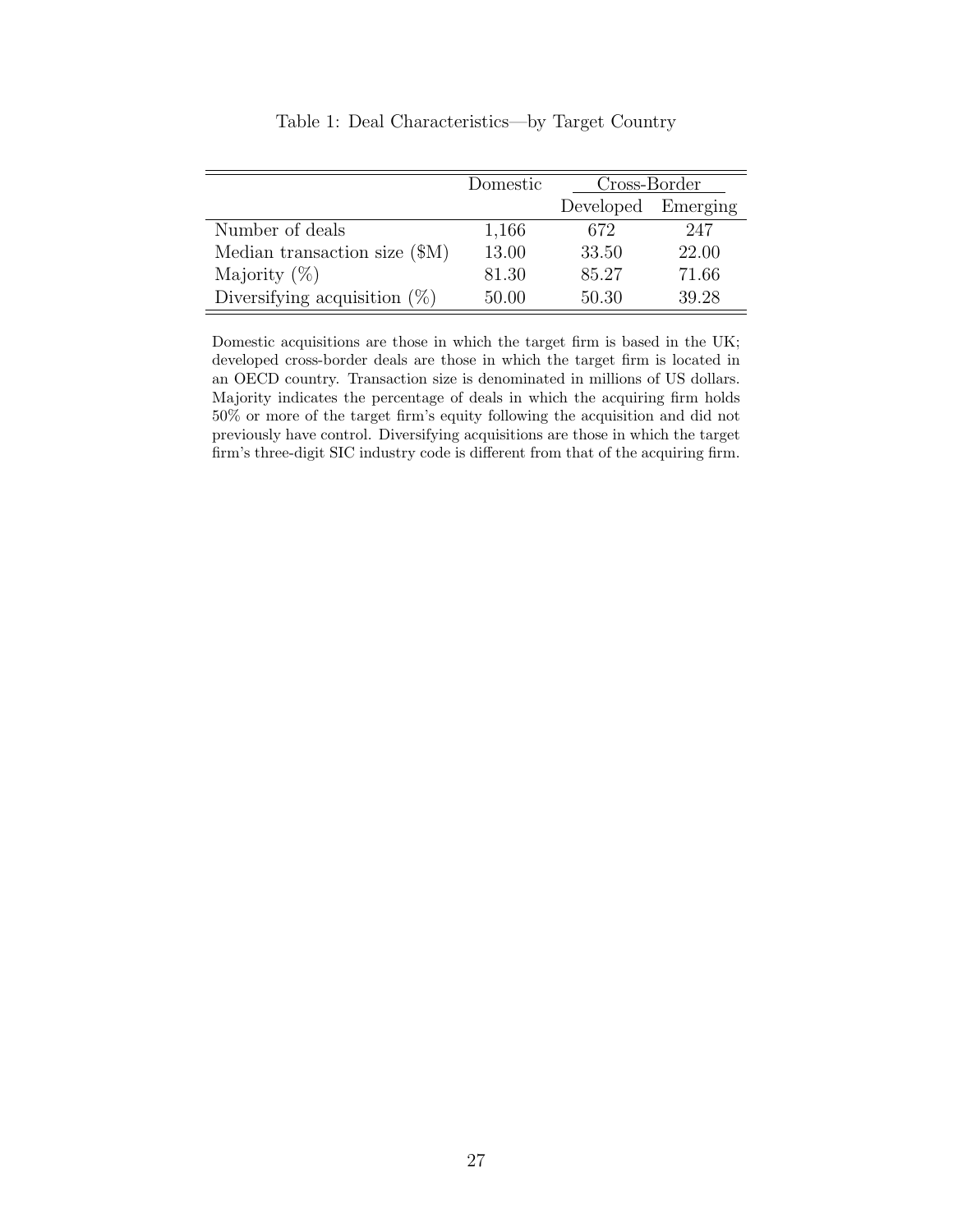Table 1: Deal Characteristics—by Target Country

| | Domestic | Cross-Border | |
|---|---|---|---|
| | | Developed | Emerging |
| Number of deals | 1,166 | 672 | 247 |
| Median transaction size ($M) | 13.00 | 33.50 | 22.00 |
| Majority (%) | 81.30 | 85.27 | 71.66 |
| Diversifying acquisition (%) | 50.00 | 50.30 | 39.28 |

Domestic acquisitions are those in which the target firm is based in the UK; developed cross-border deals are those in which the target firm is located in an OECD country. Transaction size is denominated in millions of US dollars. Majority indicates the percentage of deals in which the acquiring firm holds 50% or more of the target firm's equity following the acquisition and did not previously have control. Diversifying acquisitions are those in which the target firm's three-digit SIC industry code is different from that of the acquiring firm.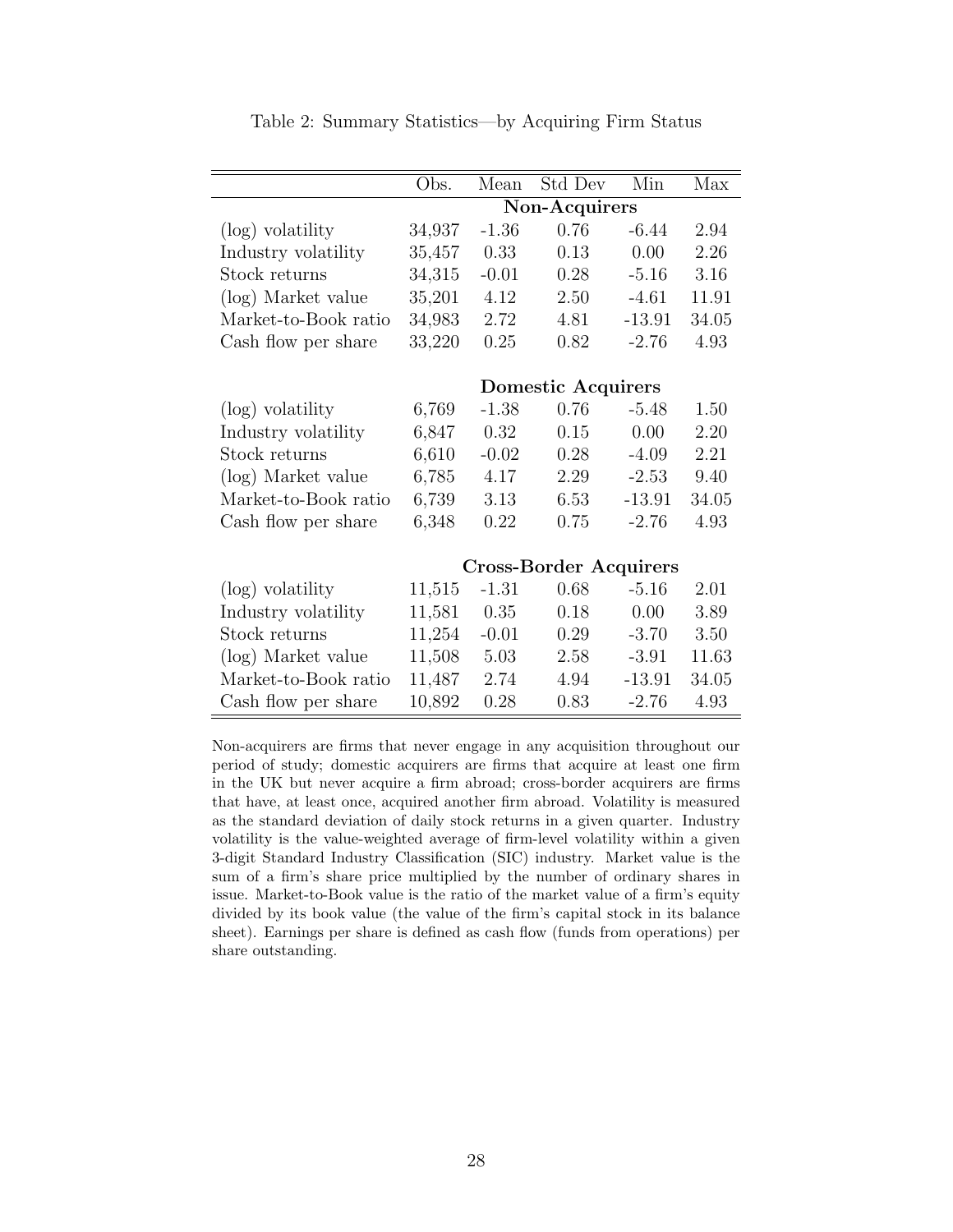Table 2: Summary Statistics—by Acquiring Firm Status

| | Obs. | Mean | Std Dev | Min | Max |
|---|---|---|---|---|---|
| | **Non-Acquirers** | | | | |
| (log) volatility | 34,937 | -1.36 | 0.76 | -6.44 | 2.94 |
| Industry volatility | 35,457 | 0.33 | 0.13 | 0.00 | 2.26 |
| Stock returns | 34,315 | -0.01 | 0.28 | -5.16 | 3.16 |
| (log) Market value | 35,201 | 4.12 | 2.50 | -4.61 | 11.91 |
| Market-to-Book ratio | 34,983 | 2.72 | 4.81 | -13.91 | 34.05 |
| Cash flow per share | 33,220 | 0.25 | 0.82 | -2.76 | 4.93 |
| | **Domestic Acquirers** | | | | |
| (log) volatility | 6,769 | -1.38 | 0.76 | -5.48 | 1.50 |
| Industry volatility | 6,847 | 0.32 | 0.15 | 0.00 | 2.20 |
| Stock returns | 6,610 | -0.02 | 0.28 | -4.09 | 2.21 |
| (log) Market value | 6,785 | 4.17 | 2.29 | -2.53 | 9.40 |
| Market-to-Book ratio | 6,739 | 3.13 | 6.53 | -13.91 | 34.05 |
| Cash flow per share | 6,348 | 0.22 | 0.75 | -2.76 | 4.93 |
| | **Cross-Border Acquirers** | | | | |
| (log) volatility | 11,515 | -1.31 | 0.68 | -5.16 | 2.01 |
| Industry volatility | 11,581 | 0.35 | 0.18 | 0.00 | 3.89 |
| Stock returns | 11,254 | -0.01 | 0.29 | -3.70 | 3.50 |
| (log) Market value | 11,508 | 5.03 | 2.58 | -3.91 | 11.63 |
| Market-to-Book ratio | 11,487 | 2.74 | 4.94 | -13.91 | 34.05 |
| Cash flow per share | 10,892 | 0.28 | 0.83 | -2.76 | 4.93 |

Non-acquirers are firms that never engage in any acquisition throughout our period of study; domestic acquirers are firms that acquire at least one firm in the UK but never acquire a firm abroad; cross-border acquirers are firms that have, at least once, acquired another firm abroad. Volatility is measured as the standard deviation of daily stock returns in a given quarter. Industry volatility is the value-weighted average of firm-level volatility within a given 3-digit Standard Industry Classification (SIC) industry. Market value is the sum of a firm's share price multiplied by the number of ordinary shares in issue. Market-to-Book value is the ratio of the market value of a firm's equity divided by its book value (the value of the firm's capital stock in its balance sheet). Earnings per share is defined as cash flow (funds from operations) per share outstanding.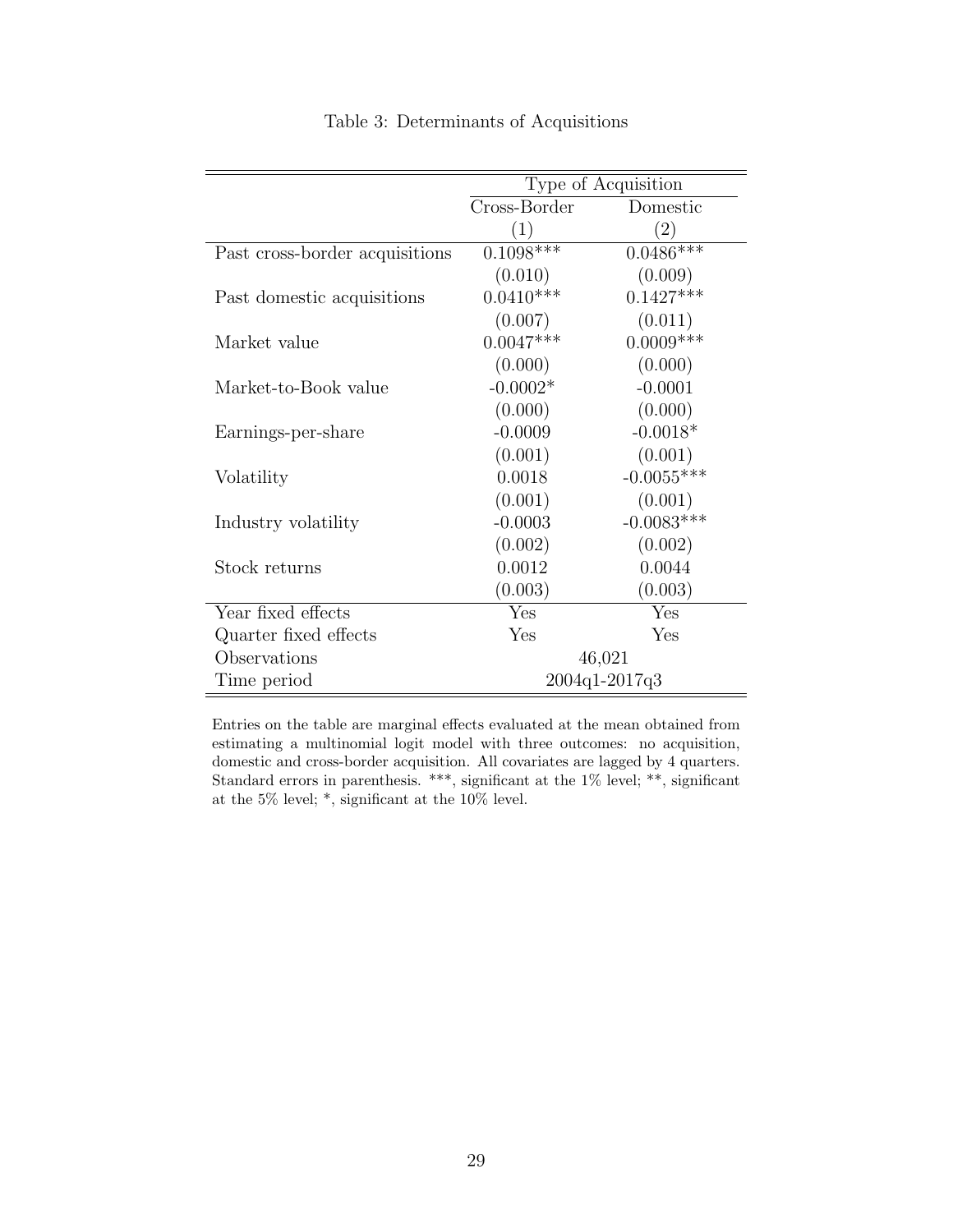Table 3: Determinants of Acquisitions

| | Type of Acquisition | |
|---|---|---|
| | Cross-Border | Domestic |
| | (1) | (2) |
| Past cross-border acquisitions | 0.1098*** | 0.0486*** |
| | (0.010) | (0.009) |
| Past domestic acquisitions | 0.0410*** | 0.1427*** |
| | (0.007) | (0.011) |
| Market value | 0.0047*** | 0.0009*** |
| | (0.000) | (0.000) |
| Market-to-Book value | -0.0002* | -0.0001 |
| | (0.000) | (0.000) |
| Earnings-per-share | -0.0009 | -0.0018* |
| | (0.001) | (0.001) |
| Volatility | 0.0018 | -0.0055*** |
| | (0.001) | (0.001) |
| Industry volatility | -0.0003 | -0.0083*** |
| | (0.002) | (0.002) |
| Stock returns | 0.0012 | 0.0044 |
| | (0.003) | (0.003) |
| Year fixed effects | Yes | Yes |
| Quarter fixed effects | Yes | Yes |
| Observations | 46,021 | |
| Time period | 2004q1-2017q3 | |

Entries on the table are marginal effects evaluated at the mean obtained from estimating a multinomial logit model with three outcomes: no acquisition, domestic and cross-border acquisition. All covariates are lagged by 4 quarters. Standard errors in parenthesis. ***, significant at the 1% level; **, significant at the 5% level; *, significant at the 10% level.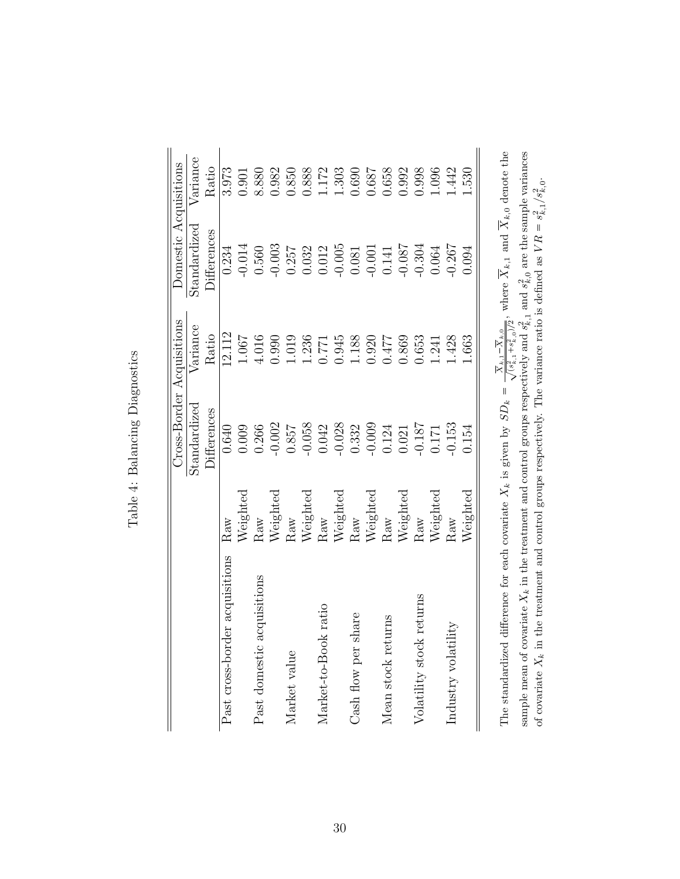Table 4: Balancing Diagnostics

| | | Cross-Border Acquisitions | | Domestic Acquisitions | |
|---|---|---|---|---|---|
| | | Standardized Differences | Variance Ratio | Standardized Differences | Variance Ratio |
| Past cross-border acquisitions | Raw | 0.640 | 12.112 | 0.234 | 3.973 |
| | Weighted | 0.009 | 1.067 | -0.014 | 0.901 |
| Past domestic acquisitions | Raw | 0.266 | 4.016 | 0.560 | 8.880 |
| | Weighted | -0.002 | 0.990 | -0.003 | 0.982 |
| Market value | Raw | 0.857 | 1.019 | 0.257 | 0.850 |
| | Weighted | -0.058 | 1.236 | 0.032 | 0.888 |
| Market-to-Book ratio | Raw | 0.042 | 0.771 | 0.012 | 1.172 |
| | Weighted | -0.028 | 0.945 | -0.005 | 1.303 |
| Cash flow per share | Raw | 0.332 | 1.188 | 0.081 | 0.690 |
| | Weighted | -0.009 | 0.920 | -0.001 | 0.687 |
| Mean stock returns | Raw | 0.124 | 0.477 | 0.141 | 0.658 |
| | Weighted | 0.021 | 0.869 | -0.087 | 0.992 |
| Volatility stock returns | Raw | -0.187 | 0.653 | -0.304 | 0.998 |
| | Weighted | 0.171 | 1.241 | 0.064 | 1.096 |
| Industry volatility | Raw | -0.153 | 1.428 | -0.267 | 1.442 |
| | Weighted | 0.154 | 1.663 | 0.094 | 1.530 |

The standardized difference for each covariate $X_k$ is given by $SD_k = \frac{\overline{X}_{k,1} - \overline{X}_{k,0}}{\sqrt{(s^2_{k,1} + s^2_{k,0})/2}}$, where $\overline{X}_{k,1}$ and $\overline{X}_{k,0}$ denote the sample mean of covariate $X_k$ in the treatment and control groups respectively and $s^2_{k,1}$ and $s^2_{k,0}$ are the sample variances of covariate $X_k$ in the treatment and control groups respectively. The variance ratio is defined as $VR = s^2_{k,1}/s^2_{k,0}$.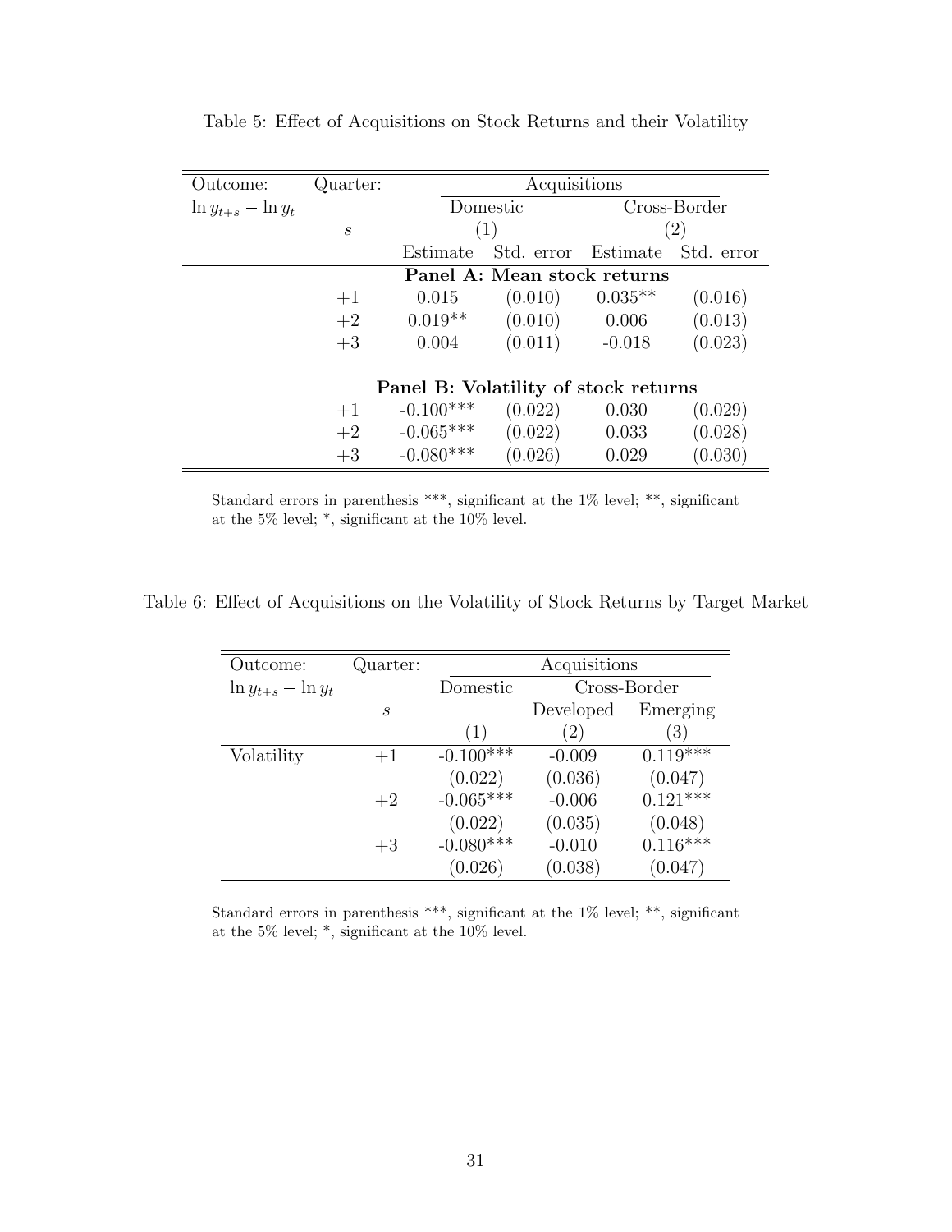Table 5: Effect of Acquisitions on Stock Returns and their Volatility

| Outcome: | Quarter: | Acquisitions | | | |
|---|---|---|---|---|---|
| $\ln y_{t+s} - \ln y_t$ | | Domestic | | Cross-Border | |
| | $s$ | (1) | | (2) | |
| | | Estimate | Std. error | Estimate | Std. error |
| | | **Panel A: Mean stock returns** | | | |
| | +1 | 0.015 | (0.010) | 0.035** | (0.016) |
| | +2 | 0.019** | (0.010) | 0.006 | (0.013) |
| | +3 | 0.004 | (0.011) | -0.018 | (0.023) |
| | | **Panel B: Volatility of stock returns** | | | |
| | +1 | -0.100*** | (0.022) | 0.030 | (0.029) |
| | +2 | -0.065*** | (0.022) | 0.033 | (0.028) |
| | +3 | -0.080*** | (0.026) | 0.029 | (0.030) |

Standard errors in parenthesis ***, significant at the 1% level; **, significant at the 5% level; *, significant at the 10% level.

Table 6: Effect of Acquisitions on the Volatility of Stock Returns by Target Market

| Outcome: | Quarter: | Acquisitions | | |
|---|---|---|---|---|
| $\ln y_{t+s} - \ln y_t$ | | Domestic | Cross-Border | |
| | $s$ | | Developed | Emerging |
| | | (1) | (2) | (3) |
| Volatility | +1 | -0.100*** | -0.009 | 0.119*** |
| | | (0.022) | (0.036) | (0.047) |
| | +2 | -0.065*** | -0.006 | 0.121*** |
| | | (0.022) | (0.035) | (0.048) |
| | +3 | -0.080*** | -0.010 | 0.116*** |
| | | (0.026) | (0.038) | (0.047) |

Standard errors in parenthesis ***, significant at the 1% level; **, significant at the 5% level; *, significant at the 10% level.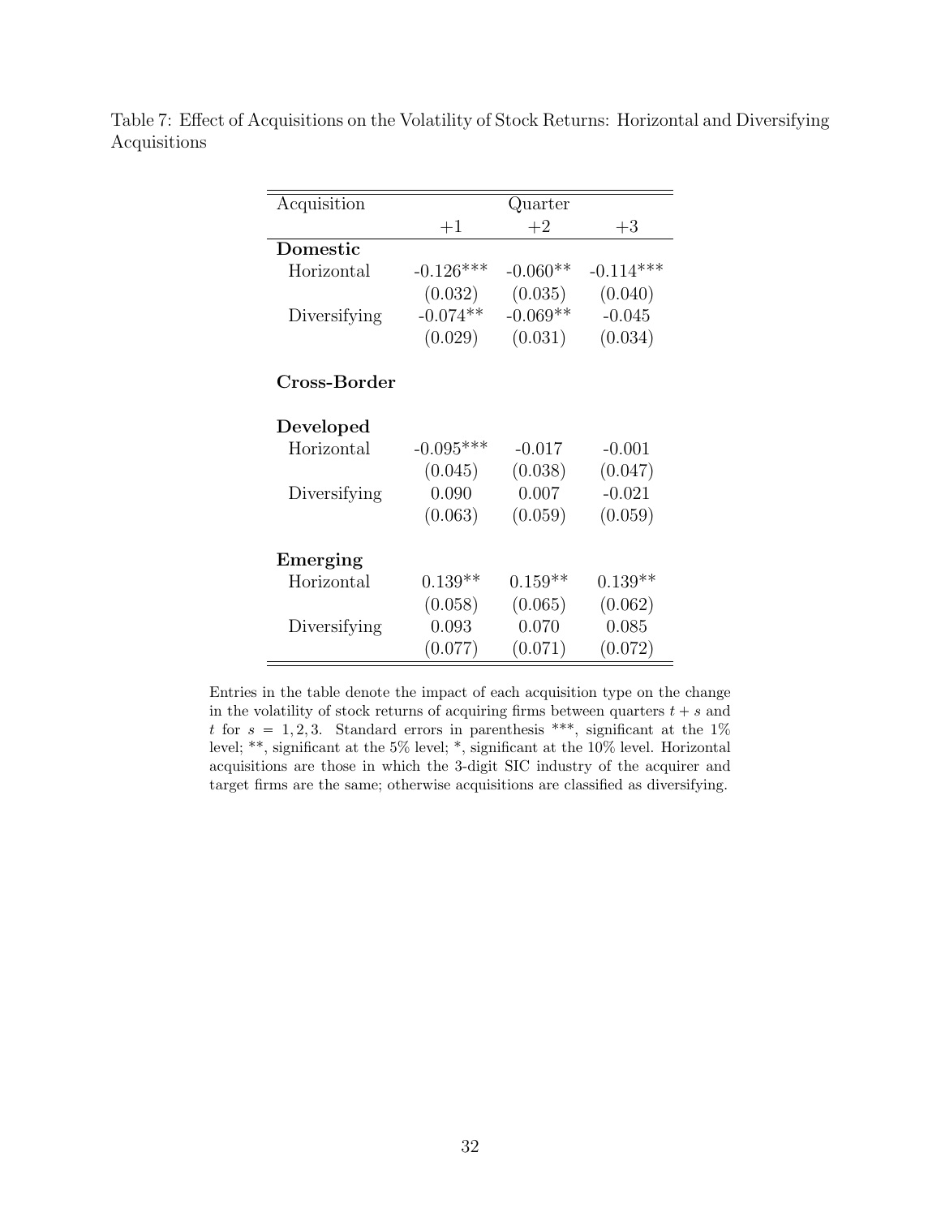Table 7: Effect of Acquisitions on the Volatility of Stock Returns: Horizontal and Diversifying Acquisitions

| Acquisition | Quarter | | |
|---|---|---|---|
| | +1 | +2 | +3 |
| **Domestic** | | | |
| Horizontal | -0.126*** | -0.060** | -0.114*** |
| | (0.032) | (0.035) | (0.040) |
| Diversifying | -0.074** | -0.069** | -0.045 |
| | (0.029) | (0.031) | (0.034) |
| **Cross-Border** | | | |
| **Developed** | | | |
| Horizontal | -0.095*** | -0.017 | -0.001 |
| | (0.045) | (0.038) | (0.047) |
| Diversifying | 0.090 | 0.007 | -0.021 |
| | (0.063) | (0.059) | (0.059) |
| **Emerging** | | | |
| Horizontal | 0.139** | 0.159** | 0.139** |
| | (0.058) | (0.065) | (0.062) |
| Diversifying | 0.093 | 0.070 | 0.085 |
| | (0.077) | (0.071) | (0.072) |

Entries in the table denote the impact of each acquisition type on the change in the volatility of stock returns of acquiring firms between quarters $t + s$ and $t$ for $s = 1, 2, 3$. Standard errors in parenthesis ***, significant at the 1% level; **, significant at the 5% level; *, significant at the 10% level. Horizontal acquisitions are those in which the 3-digit SIC industry of the acquirer and target firms are the same; otherwise acquisitions are classified as diversifying.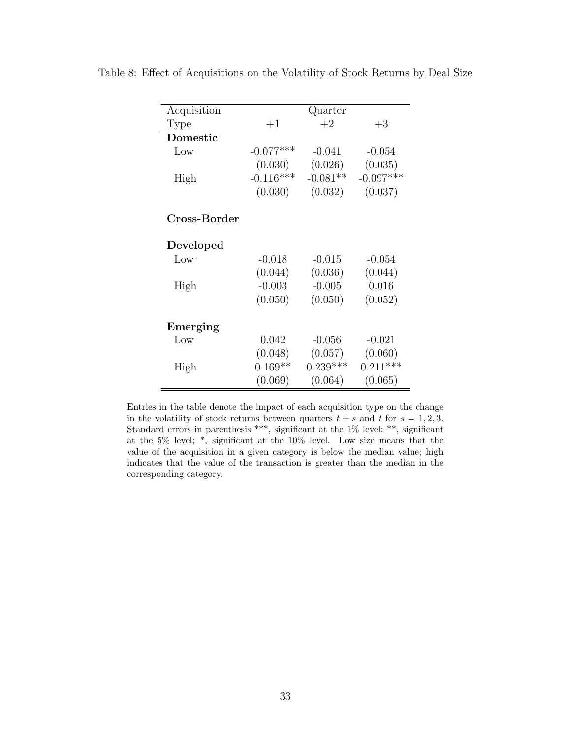Table 8: Effect of Acquisitions on the Volatility of Stock Returns by Deal Size

| Acquisition Type | Quarter +1 | +2 | +3 |
|---|---|---|---|
| **Domestic** | | | |
| Low | -0.077*** | -0.041 | -0.054 |
| | (0.030) | (0.026) | (0.035) |
| High | -0.116*** | -0.081** | -0.097*** |
| | (0.030) | (0.032) | (0.037) |
| **Cross-Border** | | | |
| **Developed** | | | |
| Low | -0.018 | -0.015 | -0.054 |
| | (0.044) | (0.036) | (0.044) |
| High | -0.003 | -0.005 | 0.016 |
| | (0.050) | (0.050) | (0.052) |
| **Emerging** | | | |
| Low | 0.042 | -0.056 | -0.021 |
| | (0.048) | (0.057) | (0.060) |
| High | 0.169** | 0.239*** | 0.211*** |
| | (0.069) | (0.064) | (0.065) |

Entries in the table denote the impact of each acquisition type on the change in the volatility of stock returns between quarters $t + s$ and $t$ for $s = 1, 2, 3$. Standard errors in parenthesis ***, significant at the 1% level; **, significant at the 5% level; *, significant at the 10% level. Low size means that the value of the acquisition in a given category is below the median value; high indicates that the value of the transaction is greater than the median in the corresponding category.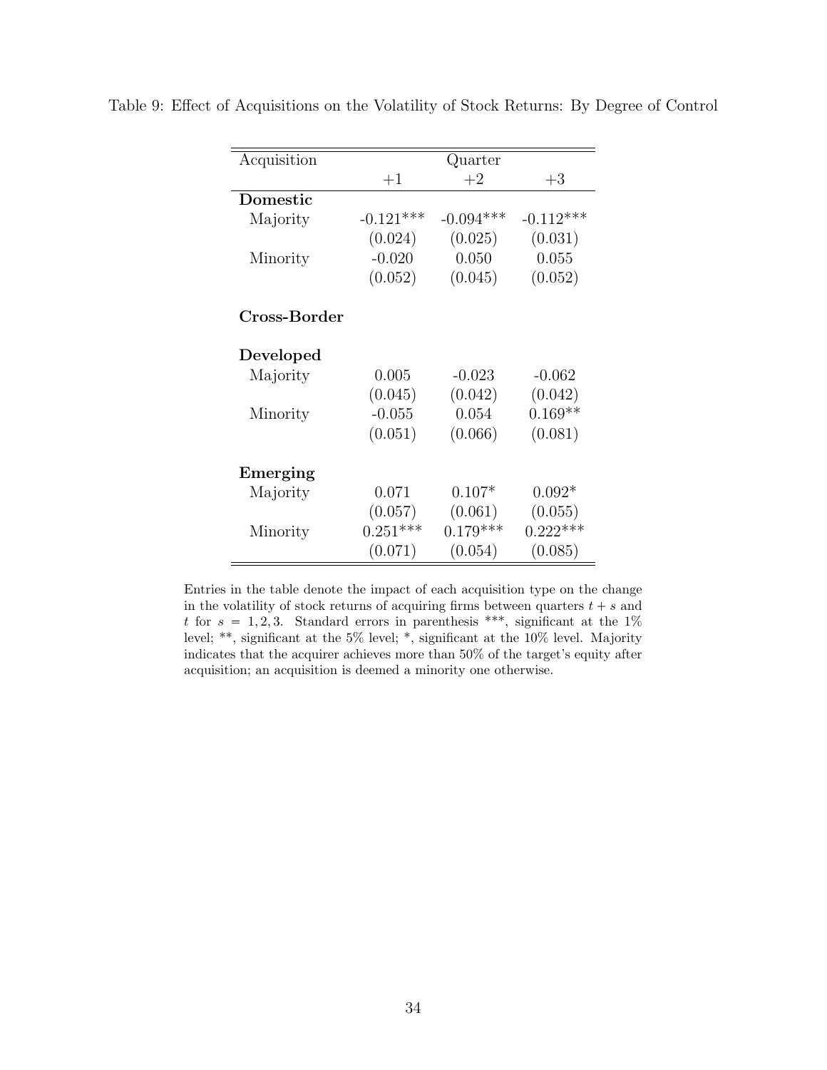Table 9: Effect of Acquisitions on the Volatility of Stock Returns: By Degree of Control

| Acquisition | Quarter | | |
|---|---|---|---|
| | +1 | +2 | +3 |
| **Domestic** | | | |
| Majority | -0.121*** | -0.094*** | -0.112*** |
| | (0.024) | (0.025) | (0.031) |
| Minority | -0.020 | 0.050 | 0.055 |
| | (0.052) | (0.045) | (0.052) |
| **Cross-Border** | | | |
| **Developed** | | | |
| Majority | 0.005 | -0.023 | -0.062 |
| | (0.045) | (0.042) | (0.042) |
| Minority | -0.055 | 0.054 | 0.169** |
| | (0.051) | (0.066) | (0.081) |
| **Emerging** | | | |
| Majority | 0.071 | 0.107* | 0.092* |
| | (0.057) | (0.061) | (0.055) |
| Minority | 0.251*** | 0.179*** | 0.222*** |
| | (0.071) | (0.054) | (0.085) |

Entries in the table denote the impact of each acquisition type on the change in the volatility of stock returns of acquiring firms between quarters $t+s$ and $t$ for $s = 1, 2, 3$. Standard errors in parenthesis ***, significant at the 1% level; **, significant at the 5% level; *, significant at the 10% level. Majority indicates that the acquirer achieves more than 50% of the target's equity after acquisition; an acquisition is deemed a minority one otherwise.